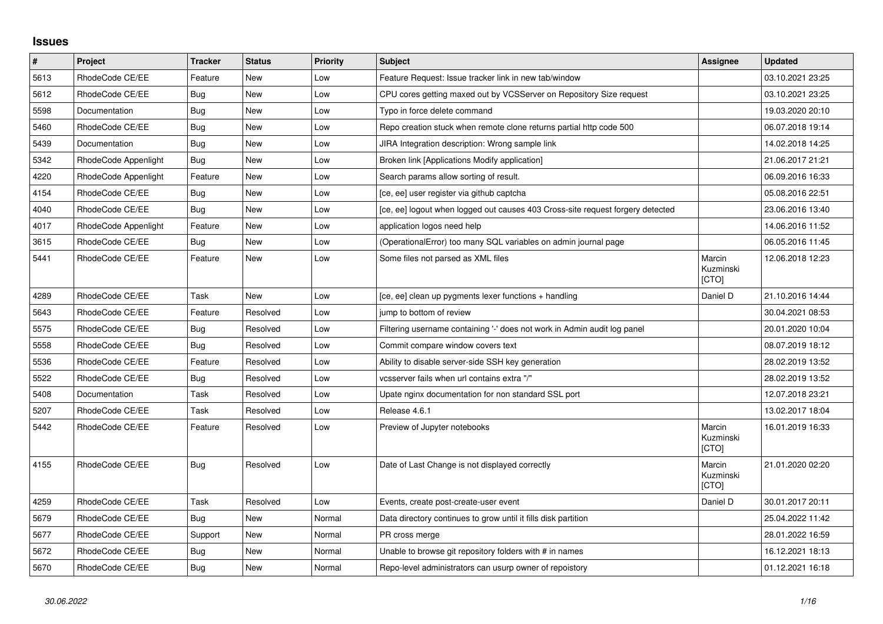## Issues

| # | Project | Tracker | Status | Priority | Subject | Assignee | Updated |
|---|---|---|---|---|---|---|---|
| 5613 | RhodeCode CE/EE | Feature | New | Low | Feature Request: Issue tracker link in new tab/window | | 03.10.2021 23:25 |
| 5612 | RhodeCode CE/EE | Bug | New | Low | CPU cores getting maxed out by VCSServer on Repository Size request | | 03.10.2021 23:25 |
| 5598 | Documentation | Bug | New | Low | Typo in force delete command | | 19.03.2020 20:10 |
| 5460 | RhodeCode CE/EE | Bug | New | Low | Repo creation stuck when remote clone returns partial http code 500 | | 06.07.2018 19:14 |
| 5439 | Documentation | Bug | New | Low | JIRA Integration description: Wrong sample link | | 14.02.2018 14:25 |
| 5342 | RhodeCode Appenlight | Bug | New | Low | Broken link [Applications Modify application] | | 21.06.2017 21:21 |
| 4220 | RhodeCode Appenlight | Feature | New | Low | Search params allow sorting of result. | | 06.09.2016 16:33 |
| 4154 | RhodeCode CE/EE | Bug | New | Low | [ce, ee] user register via github captcha | | 05.08.2016 22:51 |
| 4040 | RhodeCode CE/EE | Bug | New | Low | [ce, ee] logout when logged out causes 403 Cross-site request forgery detected | | 23.06.2016 13:40 |
| 4017 | RhodeCode Appenlight | Feature | New | Low | application logos need help | | 14.06.2016 11:52 |
| 3615 | RhodeCode CE/EE | Bug | New | Low | (OperationalError) too many SQL variables on admin journal page | | 06.05.2016 11:45 |
| 5441 | RhodeCode CE/EE | Feature | New | Low | Some files not parsed as XML files | Marcin Kuzminski [CTO] | 12.06.2018 12:23 |
| 4289 | RhodeCode CE/EE | Task | New | Low | [ce, ee] clean up pygments lexer functions + handling | Daniel D | 21.10.2016 14:44 |
| 5643 | RhodeCode CE/EE | Feature | Resolved | Low | jump to bottom of review | | 30.04.2021 08:53 |
| 5575 | RhodeCode CE/EE | Bug | Resolved | Low | Filtering username containing '-' does not work in Admin audit log panel | | 20.01.2020 10:04 |
| 5558 | RhodeCode CE/EE | Bug | Resolved | Low | Commit compare window covers text | | 08.07.2019 18:12 |
| 5536 | RhodeCode CE/EE | Feature | Resolved | Low | Ability to disable server-side SSH key generation | | 28.02.2019 13:52 |
| 5522 | RhodeCode CE/EE | Bug | Resolved | Low | vcsserver fails when url contains extra "/" | | 28.02.2019 13:52 |
| 5408 | Documentation | Task | Resolved | Low | Upate nginx documentation for non standard SSL port | | 12.07.2018 23:21 |
| 5207 | RhodeCode CE/EE | Task | Resolved | Low | Release 4.6.1 | | 13.02.2017 18:04 |
| 5442 | RhodeCode CE/EE | Feature | Resolved | Low | Preview of Jupyter notebooks | Marcin Kuzminski [CTO] | 16.01.2019 16:33 |
| 4155 | RhodeCode CE/EE | Bug | Resolved | Low | Date of Last Change is not displayed correctly | Marcin Kuzminski [CTO] | 21.01.2020 02:20 |
| 4259 | RhodeCode CE/EE | Task | Resolved | Low | Events, create post-create-user event | Daniel D | 30.01.2017 20:11 |
| 5679 | RhodeCode CE/EE | Bug | New | Normal | Data directory continues to grow until it fills disk partition | | 25.04.2022 11:42 |
| 5677 | RhodeCode CE/EE | Support | New | Normal | PR cross merge | | 28.01.2022 16:59 |
| 5672 | RhodeCode CE/EE | Bug | New | Normal | Unable to browse git repository folders with # in names | | 16.12.2021 18:13 |
| 5670 | RhodeCode CE/EE | Bug | New | Normal | Repo-level administrators can usurp owner of repoistory | | 01.12.2021 16:18 |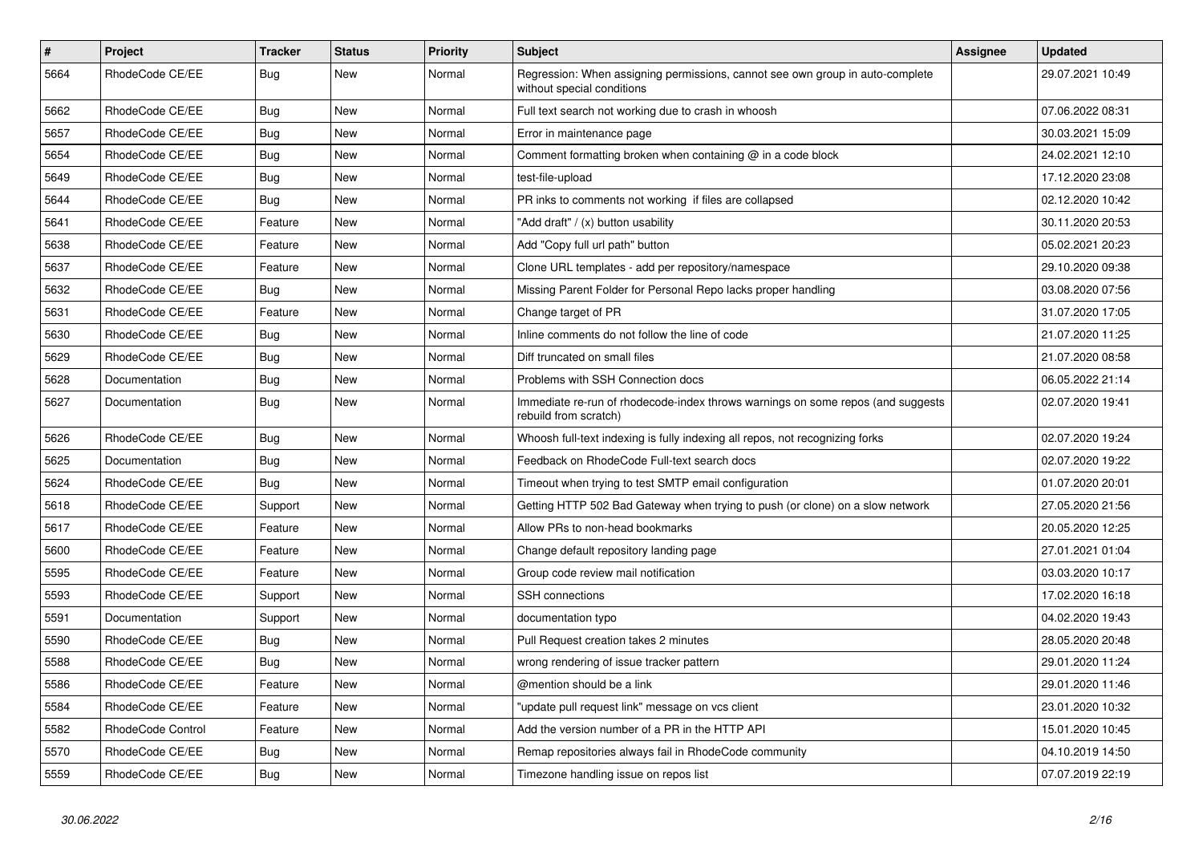| # | Project | Tracker | Status | Priority | Subject | Assignee | Updated |
|---|---|---|---|---|---|---|---|
| 5664 | RhodeCode CE/EE | Bug | New | Normal | Regression: When assigning permissions, cannot see own group in auto-complete without special conditions | | 29.07.2021 10:49 |
| 5662 | RhodeCode CE/EE | Bug | New | Normal | Full text search not working due to crash in whoosh | | 07.06.2022 08:31 |
| 5657 | RhodeCode CE/EE | Bug | New | Normal | Error in maintenance page | | 30.03.2021 15:09 |
| 5654 | RhodeCode CE/EE | Bug | New | Normal | Comment formatting broken when containing @ in a code block | | 24.02.2021 12:10 |
| 5649 | RhodeCode CE/EE | Bug | New | Normal | test-file-upload | | 17.12.2020 23:08 |
| 5644 | RhodeCode CE/EE | Bug | New | Normal | PR inks to comments not working if files are collapsed | | 02.12.2020 10:42 |
| 5641 | RhodeCode CE/EE | Feature | New | Normal | "Add draft" / (x) button usability | | 30.11.2020 20:53 |
| 5638 | RhodeCode CE/EE | Feature | New | Normal | Add "Copy full url path" button | | 05.02.2021 20:23 |
| 5637 | RhodeCode CE/EE | Feature | New | Normal | Clone URL templates - add per repository/namespace | | 29.10.2020 09:38 |
| 5632 | RhodeCode CE/EE | Bug | New | Normal | Missing Parent Folder for Personal Repo lacks proper handling | | 03.08.2020 07:56 |
| 5631 | RhodeCode CE/EE | Feature | New | Normal | Change target of PR | | 31.07.2020 17:05 |
| 5630 | RhodeCode CE/EE | Bug | New | Normal | Inline comments do not follow the line of code | | 21.07.2020 11:25 |
| 5629 | RhodeCode CE/EE | Bug | New | Normal | Diff truncated on small files | | 21.07.2020 08:58 |
| 5628 | Documentation | Bug | New | Normal | Problems with SSH Connection docs | | 06.05.2022 21:14 |
| 5627 | Documentation | Bug | New | Normal | Immediate re-run of rhodecode-index throws warnings on some repos (and suggests rebuild from scratch) | | 02.07.2020 19:41 |
| 5626 | RhodeCode CE/EE | Bug | New | Normal | Whoosh full-text indexing is fully indexing all repos, not recognizing forks | | 02.07.2020 19:24 |
| 5625 | Documentation | Bug | New | Normal | Feedback on RhodeCode Full-text search docs | | 02.07.2020 19:22 |
| 5624 | RhodeCode CE/EE | Bug | New | Normal | Timeout when trying to test SMTP email configuration | | 01.07.2020 20:01 |
| 5618 | RhodeCode CE/EE | Support | New | Normal | Getting HTTP 502 Bad Gateway when trying to push (or clone) on a slow network | | 27.05.2020 21:56 |
| 5617 | RhodeCode CE/EE | Feature | New | Normal | Allow PRs to non-head bookmarks | | 20.05.2020 12:25 |
| 5600 | RhodeCode CE/EE | Feature | New | Normal | Change default repository landing page | | 27.01.2021 01:04 |
| 5595 | RhodeCode CE/EE | Feature | New | Normal | Group code review mail notification | | 03.03.2020 10:17 |
| 5593 | RhodeCode CE/EE | Support | New | Normal | SSH connections | | 17.02.2020 16:18 |
| 5591 | Documentation | Support | New | Normal | documentation typo | | 04.02.2020 19:43 |
| 5590 | RhodeCode CE/EE | Bug | New | Normal | Pull Request creation takes 2 minutes | | 28.05.2020 20:48 |
| 5588 | RhodeCode CE/EE | Bug | New | Normal | wrong rendering of issue tracker pattern | | 29.01.2020 11:24 |
| 5586 | RhodeCode CE/EE | Feature | New | Normal | @mention should be a link | | 29.01.2020 11:46 |
| 5584 | RhodeCode CE/EE | Feature | New | Normal | "update pull request link" message on vcs client | | 23.01.2020 10:32 |
| 5582 | RhodeCode Control | Feature | New | Normal | Add the version number of a PR in the HTTP API | | 15.01.2020 10:45 |
| 5570 | RhodeCode CE/EE | Bug | New | Normal | Remap repositories always fail in RhodeCode community | | 04.10.2019 14:50 |
| 5559 | RhodeCode CE/EE | Bug | New | Normal | Timezone handling issue on repos list | | 07.07.2019 22:19 |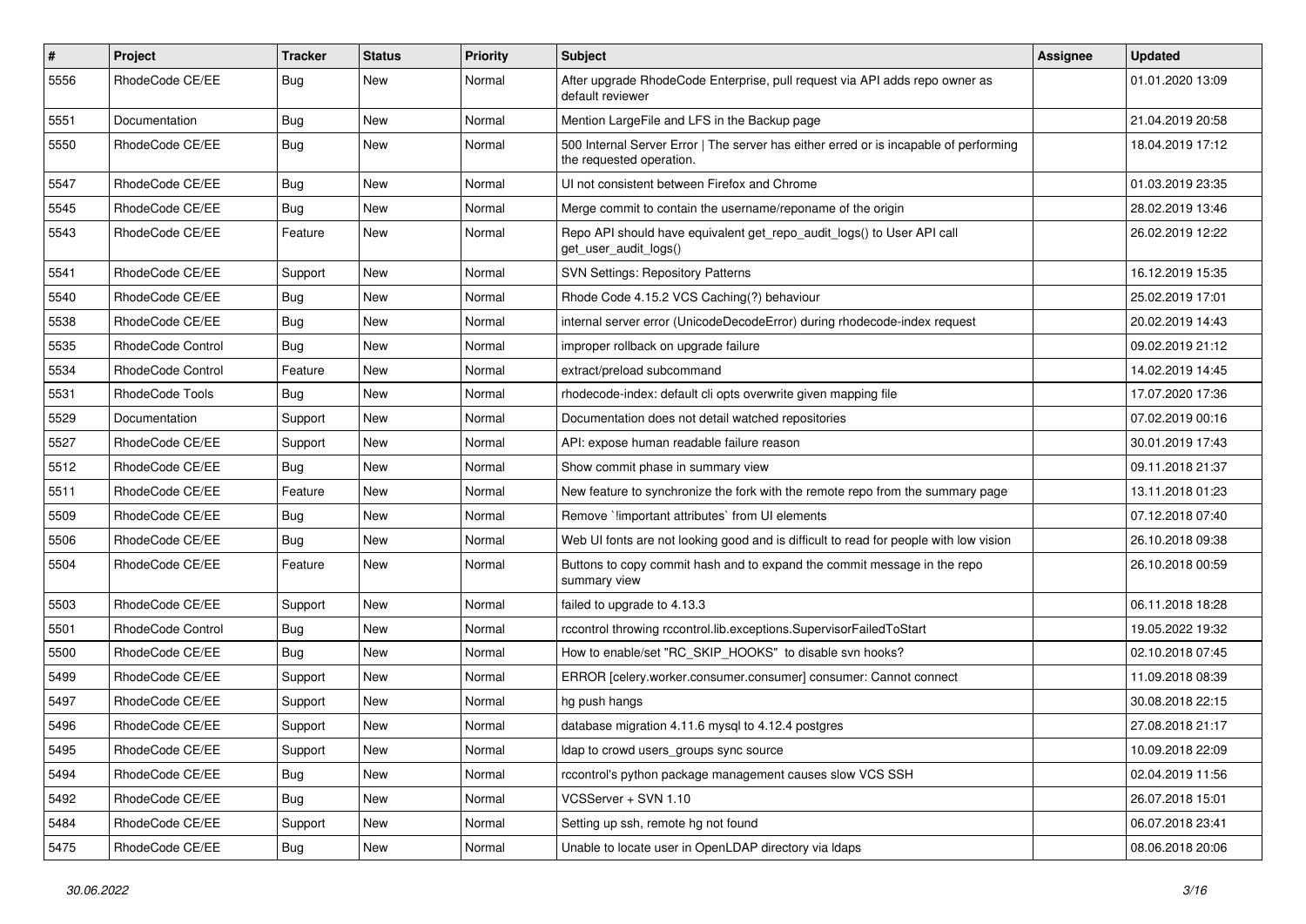| # | Project | Tracker | Status | Priority | Subject | Assignee | Updated |
|---|---|---|---|---|---|---|---|
| 5556 | RhodeCode CE/EE | Bug | New | Normal | After upgrade RhodeCode Enterprise, pull request via API adds repo owner as default reviewer | | 01.01.2020 13:09 |
| 5551 | Documentation | Bug | New | Normal | Mention LargeFile and LFS in the Backup page | | 21.04.2019 20:58 |
| 5550 | RhodeCode CE/EE | Bug | New | Normal | 500 Internal Server Error \| The server has either erred or is incapable of performing the requested operation. | | 18.04.2019 17:12 |
| 5547 | RhodeCode CE/EE | Bug | New | Normal | UI not consistent between Firefox and Chrome | | 01.03.2019 23:35 |
| 5545 | RhodeCode CE/EE | Bug | New | Normal | Merge commit to contain the username/reponame of the origin | | 28.02.2019 13:46 |
| 5543 | RhodeCode CE/EE | Feature | New | Normal | Repo API should have equivalent get_repo_audit_logs() to User API call get_user_audit_logs() | | 26.02.2019 12:22 |
| 5541 | RhodeCode CE/EE | Support | New | Normal | SVN Settings: Repository Patterns | | 16.12.2019 15:35 |
| 5540 | RhodeCode CE/EE | Bug | New | Normal | Rhode Code 4.15.2 VCS Caching(?) behaviour | | 25.02.2019 17:01 |
| 5538 | RhodeCode CE/EE | Bug | New | Normal | internal server error (UnicodeDecodeError) during rhodecode-index request | | 20.02.2019 14:43 |
| 5535 | RhodeCode Control | Bug | New | Normal | improper rollback on upgrade failure | | 09.02.2019 21:12 |
| 5534 | RhodeCode Control | Feature | New | Normal | extract/preload subcommand | | 14.02.2019 14:45 |
| 5531 | RhodeCode Tools | Bug | New | Normal | rhodecode-index: default cli opts overwrite given mapping file | | 17.07.2020 17:36 |
| 5529 | Documentation | Support | New | Normal | Documentation does not detail watched repositories | | 07.02.2019 00:16 |
| 5527 | RhodeCode CE/EE | Support | New | Normal | API: expose human readable failure reason | | 30.01.2019 17:43 |
| 5512 | RhodeCode CE/EE | Bug | New | Normal | Show commit phase in summary view | | 09.11.2018 21:37 |
| 5511 | RhodeCode CE/EE | Feature | New | Normal | New feature to synchronize the fork with the remote repo from the summary page | | 13.11.2018 01:23 |
| 5509 | RhodeCode CE/EE | Bug | New | Normal | Remove `!important attributes` from UI elements | | 07.12.2018 07:40 |
| 5506 | RhodeCode CE/EE | Bug | New | Normal | Web UI fonts are not looking good and is difficult to read for people with low vision | | 26.10.2018 09:38 |
| 5504 | RhodeCode CE/EE | Feature | New | Normal | Buttons to copy commit hash and to expand the commit message in the repo summary view | | 26.10.2018 00:59 |
| 5503 | RhodeCode CE/EE | Support | New | Normal | failed to upgrade to 4.13.3 | | 06.11.2018 18:28 |
| 5501 | RhodeCode Control | Bug | New | Normal | rccontrol throwing rccontrol.lib.exceptions.SupervisorFailedToStart | | 19.05.2022 19:32 |
| 5500 | RhodeCode CE/EE | Bug | New | Normal | How to enable/set "RC_SKIP_HOOKS" to disable svn hooks? | | 02.10.2018 07:45 |
| 5499 | RhodeCode CE/EE | Support | New | Normal | ERROR [celery.worker.consumer.consumer] consumer: Cannot connect | | 11.09.2018 08:39 |
| 5497 | RhodeCode CE/EE | Support | New | Normal | hg push hangs | | 30.08.2018 22:15 |
| 5496 | RhodeCode CE/EE | Support | New | Normal | database migration 4.11.6 mysql to 4.12.4 postgres | | 27.08.2018 21:17 |
| 5495 | RhodeCode CE/EE | Support | New | Normal | ldap to crowd users_groups sync source | | 10.09.2018 22:09 |
| 5494 | RhodeCode CE/EE | Bug | New | Normal | rccontrol's python package management causes slow VCS SSH | | 02.04.2019 11:56 |
| 5492 | RhodeCode CE/EE | Bug | New | Normal | VCSServer + SVN 1.10 | | 26.07.2018 15:01 |
| 5484 | RhodeCode CE/EE | Support | New | Normal | Setting up ssh, remote hg not found | | 06.07.2018 23:41 |
| 5475 | RhodeCode CE/EE | Bug | New | Normal | Unable to locate user in OpenLDAP directory via ldaps | | 08.06.2018 20:06 |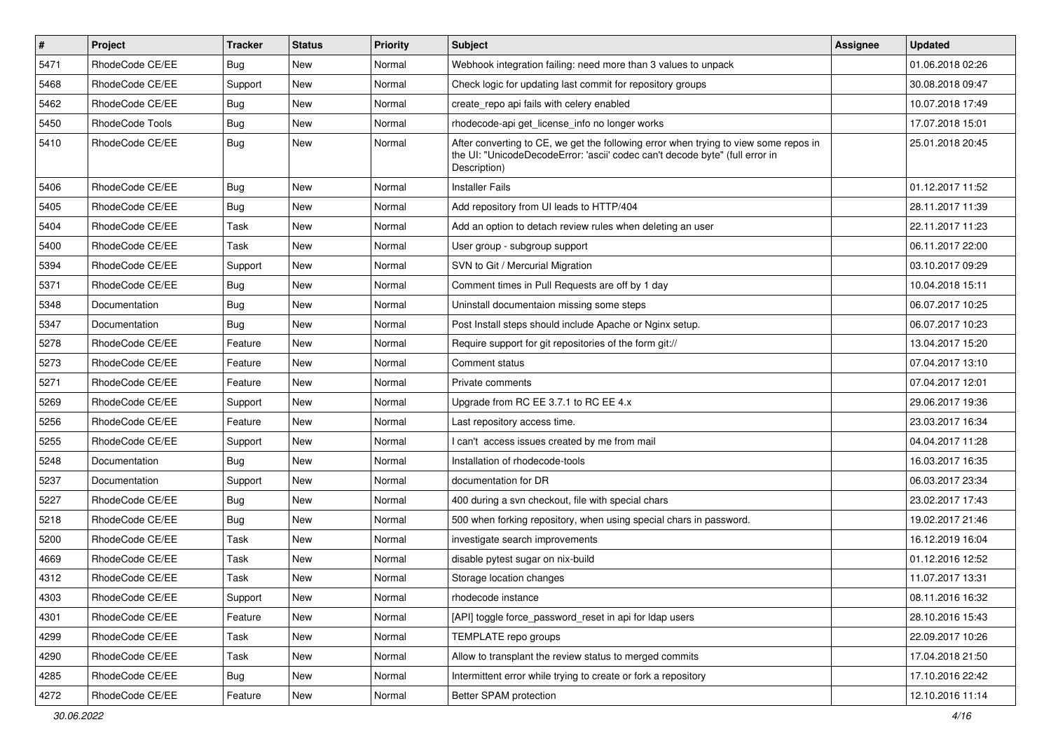| # | Project | Tracker | Status | Priority | Subject | Assignee | Updated |
|---|---|---|---|---|---|---|---|
| 5471 | RhodeCode CE/EE | Bug | New | Normal | Webhook integration failing: need more than 3 values to unpack | | 01.06.2018 02:26 |
| 5468 | RhodeCode CE/EE | Support | New | Normal | Check logic for updating last commit for repository groups | | 30.08.2018 09:47 |
| 5462 | RhodeCode CE/EE | Bug | New | Normal | create_repo api fails with celery enabled | | 10.07.2018 17:49 |
| 5450 | RhodeCode Tools | Bug | New | Normal | rhodecode-api get_license_info no longer works | | 17.07.2018 15:01 |
| 5410 | RhodeCode CE/EE | Bug | New | Normal | After converting to CE, we get the following error when trying to view some repos in the UI: "UnicodeDecodeError: 'ascii' codec can't decode byte" (full error in Description) | | 25.01.2018 20:45 |
| 5406 | RhodeCode CE/EE | Bug | New | Normal | Installer Fails | | 01.12.2017 11:52 |
| 5405 | RhodeCode CE/EE | Bug | New | Normal | Add repository from UI leads to HTTP/404 | | 28.11.2017 11:39 |
| 5404 | RhodeCode CE/EE | Task | New | Normal | Add an option to detach review rules when deleting an user | | 22.11.2017 11:23 |
| 5400 | RhodeCode CE/EE | Task | New | Normal | User group - subgroup support | | 06.11.2017 22:00 |
| 5394 | RhodeCode CE/EE | Support | New | Normal | SVN to Git / Mercurial Migration | | 03.10.2017 09:29 |
| 5371 | RhodeCode CE/EE | Bug | New | Normal | Comment times in Pull Requests are off by 1 day | | 10.04.2018 15:11 |
| 5348 | Documentation | Bug | New | Normal | Uninstall documentaion missing some steps | | 06.07.2017 10:25 |
| 5347 | Documentation | Bug | New | Normal | Post Install steps should include Apache or Nginx setup. | | 06.07.2017 10:23 |
| 5278 | RhodeCode CE/EE | Feature | New | Normal | Require support for git repositories of the form git:// | | 13.04.2017 15:20 |
| 5273 | RhodeCode CE/EE | Feature | New | Normal | Comment status | | 07.04.2017 13:10 |
| 5271 | RhodeCode CE/EE | Feature | New | Normal | Private comments | | 07.04.2017 12:01 |
| 5269 | RhodeCode CE/EE | Support | New | Normal | Upgrade from RC EE 3.7.1 to RC EE 4.x | | 29.06.2017 19:36 |
| 5256 | RhodeCode CE/EE | Feature | New | Normal | Last repository access time. | | 23.03.2017 16:34 |
| 5255 | RhodeCode CE/EE | Support | New | Normal | I can't access issues created by me from mail | | 04.04.2017 11:28 |
| 5248 | Documentation | Bug | New | Normal | Installation of rhodecode-tools | | 16.03.2017 16:35 |
| 5237 | Documentation | Support | New | Normal | documentation for DR | | 06.03.2017 23:34 |
| 5227 | RhodeCode CE/EE | Bug | New | Normal | 400 during a svn checkout, file with special chars | | 23.02.2017 17:43 |
| 5218 | RhodeCode CE/EE | Bug | New | Normal | 500 when forking repository, when using special chars in password. | | 19.02.2017 21:46 |
| 5200 | RhodeCode CE/EE | Task | New | Normal | investigate search improvements | | 16.12.2019 16:04 |
| 4669 | RhodeCode CE/EE | Task | New | Normal | disable pytest sugar on nix-build | | 01.12.2016 12:52 |
| 4312 | RhodeCode CE/EE | Task | New | Normal | Storage location changes | | 11.07.2017 13:31 |
| 4303 | RhodeCode CE/EE | Support | New | Normal | rhodecode instance | | 08.11.2016 16:32 |
| 4301 | RhodeCode CE/EE | Feature | New | Normal | [API] toggle force_password_reset in api for ldap users | | 28.10.2016 15:43 |
| 4299 | RhodeCode CE/EE | Task | New | Normal | TEMPLATE repo groups | | 22.09.2017 10:26 |
| 4290 | RhodeCode CE/EE | Task | New | Normal | Allow to transplant the review status to merged commits | | 17.04.2018 21:50 |
| 4285 | RhodeCode CE/EE | Bug | New | Normal | Intermittent error while trying to create or fork a repository | | 17.10.2016 22:42 |
| 4272 | RhodeCode CE/EE | Feature | New | Normal | Better SPAM protection | | 12.10.2016 11:14 |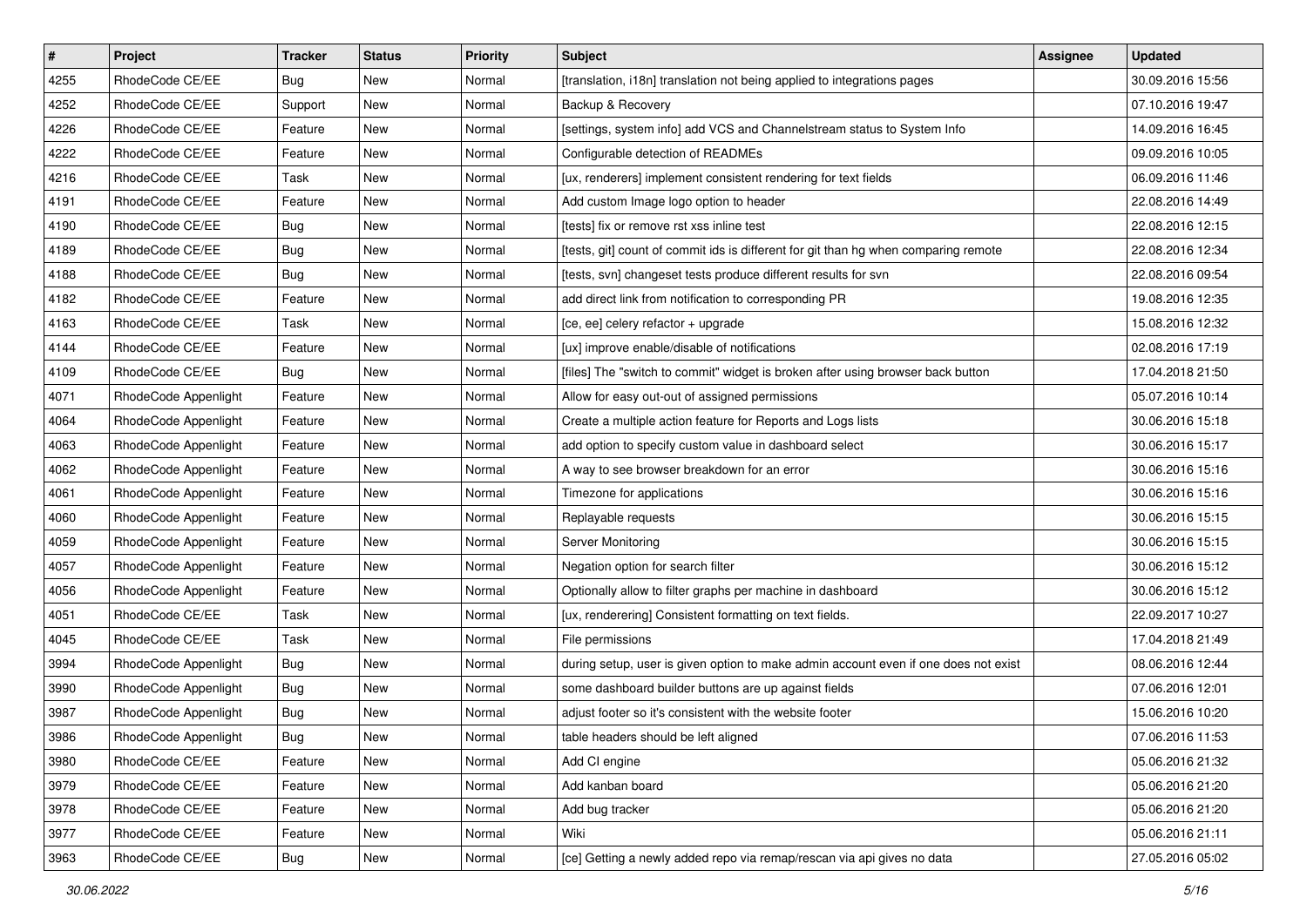| # | Project | Tracker | Status | Priority | Subject | Assignee | Updated |
|---|---|---|---|---|---|---|---|
| 4255 | RhodeCode CE/EE | Bug | New | Normal | [translation, i18n] translation not being applied to integrations pages | | 30.09.2016 15:56 |
| 4252 | RhodeCode CE/EE | Support | New | Normal | Backup & Recovery | | 07.10.2016 19:47 |
| 4226 | RhodeCode CE/EE | Feature | New | Normal | [settings, system info] add VCS and Channelstream status to System Info | | 14.09.2016 16:45 |
| 4222 | RhodeCode CE/EE | Feature | New | Normal | Configurable detection of READMEs | | 09.09.2016 10:05 |
| 4216 | RhodeCode CE/EE | Task | New | Normal | [ux, renderers] implement consistent rendering for text fields | | 06.09.2016 11:46 |
| 4191 | RhodeCode CE/EE | Feature | New | Normal | Add custom Image logo option to header | | 22.08.2016 14:49 |
| 4190 | RhodeCode CE/EE | Bug | New | Normal | [tests] fix or remove rst xss inline test | | 22.08.2016 12:15 |
| 4189 | RhodeCode CE/EE | Bug | New | Normal | [tests, git] count of commit ids is different for git than hg when comparing remote | | 22.08.2016 12:34 |
| 4188 | RhodeCode CE/EE | Bug | New | Normal | [tests, svn] changeset tests produce different results for svn | | 22.08.2016 09:54 |
| 4182 | RhodeCode CE/EE | Feature | New | Normal | add direct link from notification to corresponding PR | | 19.08.2016 12:35 |
| 4163 | RhodeCode CE/EE | Task | New | Normal | [ce, ee] celery refactor + upgrade | | 15.08.2016 12:32 |
| 4144 | RhodeCode CE/EE | Feature | New | Normal | [ux] improve enable/disable of notifications | | 02.08.2016 17:19 |
| 4109 | RhodeCode CE/EE | Bug | New | Normal | [files] The "switch to commit" widget is broken after using browser back button | | 17.04.2018 21:50 |
| 4071 | RhodeCode Appenlight | Feature | New | Normal | Allow for easy out-out of assigned permissions | | 05.07.2016 10:14 |
| 4064 | RhodeCode Appenlight | Feature | New | Normal | Create a multiple action feature for Reports and Logs lists | | 30.06.2016 15:18 |
| 4063 | RhodeCode Appenlight | Feature | New | Normal | add option to specify custom value in dashboard select | | 30.06.2016 15:17 |
| 4062 | RhodeCode Appenlight | Feature | New | Normal | A way to see browser breakdown for an error | | 30.06.2016 15:16 |
| 4061 | RhodeCode Appenlight | Feature | New | Normal | Timezone for applications | | 30.06.2016 15:16 |
| 4060 | RhodeCode Appenlight | Feature | New | Normal | Replayable requests | | 30.06.2016 15:15 |
| 4059 | RhodeCode Appenlight | Feature | New | Normal | Server Monitoring | | 30.06.2016 15:15 |
| 4057 | RhodeCode Appenlight | Feature | New | Normal | Negation option for search filter | | 30.06.2016 15:12 |
| 4056 | RhodeCode Appenlight | Feature | New | Normal | Optionally allow to filter graphs per machine in dashboard | | 30.06.2016 15:12 |
| 4051 | RhodeCode CE/EE | Task | New | Normal | [ux, renderering] Consistent formatting on text fields. | | 22.09.2017 10:27 |
| 4045 | RhodeCode CE/EE | Task | New | Normal | File permissions | | 17.04.2018 21:49 |
| 3994 | RhodeCode Appenlight | Bug | New | Normal | during setup, user is given option to make admin account even if one does not exist | | 08.06.2016 12:44 |
| 3990 | RhodeCode Appenlight | Bug | New | Normal | some dashboard builder buttons are up against fields | | 07.06.2016 12:01 |
| 3987 | RhodeCode Appenlight | Bug | New | Normal | adjust footer so it's consistent with the website footer | | 15.06.2016 10:20 |
| 3986 | RhodeCode Appenlight | Bug | New | Normal | table headers should be left aligned | | 07.06.2016 11:53 |
| 3980 | RhodeCode CE/EE | Feature | New | Normal | Add CI engine | | 05.06.2016 21:32 |
| 3979 | RhodeCode CE/EE | Feature | New | Normal | Add kanban board | | 05.06.2016 21:20 |
| 3978 | RhodeCode CE/EE | Feature | New | Normal | Add bug tracker | | 05.06.2016 21:20 |
| 3977 | RhodeCode CE/EE | Feature | New | Normal | Wiki | | 05.06.2016 21:11 |
| 3963 | RhodeCode CE/EE | Bug | New | Normal | [ce] Getting a newly added repo via remap/rescan via api gives no data | | 27.05.2016 05:02 |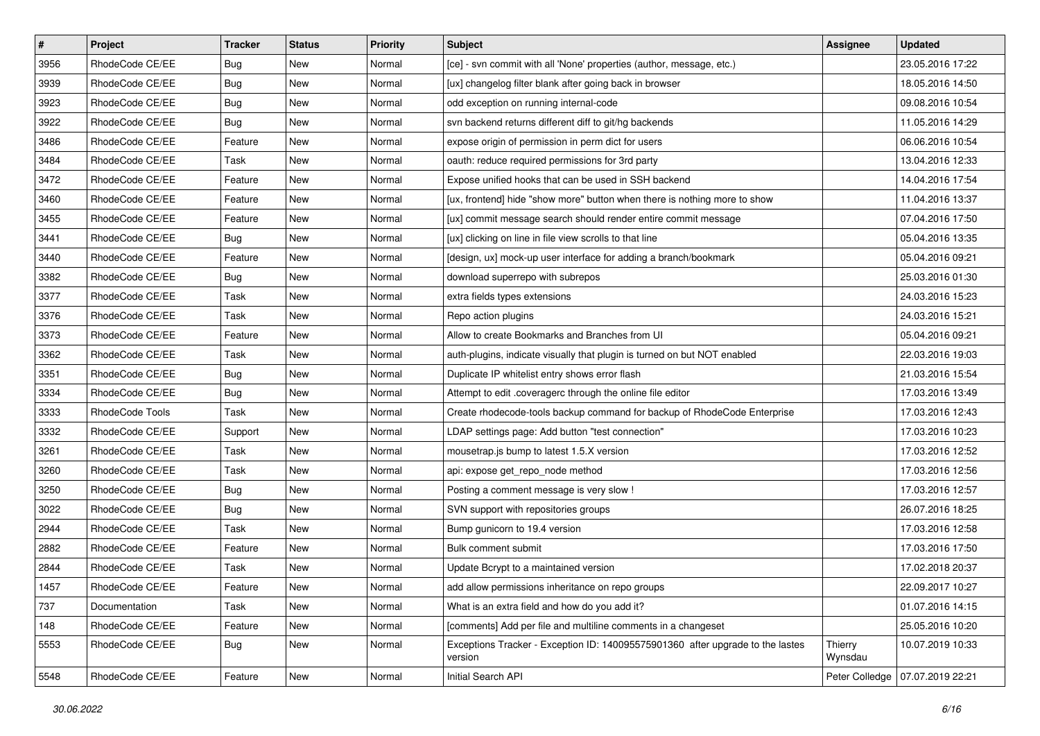| # | Project | Tracker | Status | Priority | Subject | Assignee | Updated |
| --- | --- | --- | --- | --- | --- | --- | --- |
| 3956 | RhodeCode CE/EE | Bug | New | Normal | [ce] - svn commit with all 'None' properties (author, message, etc.) | | 23.05.2016 17:22 |
| 3939 | RhodeCode CE/EE | Bug | New | Normal | [ux] changelog filter blank after going back in browser | | 18.05.2016 14:50 |
| 3923 | RhodeCode CE/EE | Bug | New | Normal | odd exception on running internal-code | | 09.08.2016 10:54 |
| 3922 | RhodeCode CE/EE | Bug | New | Normal | svn backend returns different diff to git/hg backends | | 11.05.2016 14:29 |
| 3486 | RhodeCode CE/EE | Feature | New | Normal | expose origin of permission in perm dict for users | | 06.06.2016 10:54 |
| 3484 | RhodeCode CE/EE | Task | New | Normal | oauth: reduce required permissions for 3rd party | | 13.04.2016 12:33 |
| 3472 | RhodeCode CE/EE | Feature | New | Normal | Expose unified hooks that can be used in SSH backend | | 14.04.2016 17:54 |
| 3460 | RhodeCode CE/EE | Feature | New | Normal | [ux, frontend] hide "show more" button when there is nothing more to show | | 11.04.2016 13:37 |
| 3455 | RhodeCode CE/EE | Feature | New | Normal | [ux] commit message search should render entire commit message | | 07.04.2016 17:50 |
| 3441 | RhodeCode CE/EE | Bug | New | Normal | [ux] clicking on line in file view scrolls to that line | | 05.04.2016 13:35 |
| 3440 | RhodeCode CE/EE | Feature | New | Normal | [design, ux] mock-up user interface for adding a branch/bookmark | | 05.04.2016 09:21 |
| 3382 | RhodeCode CE/EE | Bug | New | Normal | download superrepo with subrepos | | 25.03.2016 01:30 |
| 3377 | RhodeCode CE/EE | Task | New | Normal | extra fields types extensions | | 24.03.2016 15:23 |
| 3376 | RhodeCode CE/EE | Task | New | Normal | Repo action plugins | | 24.03.2016 15:21 |
| 3373 | RhodeCode CE/EE | Feature | New | Normal | Allow to create Bookmarks and Branches from UI | | 05.04.2016 09:21 |
| 3362 | RhodeCode CE/EE | Task | New | Normal | auth-plugins, indicate visually that plugin is turned on but NOT enabled | | 22.03.2016 19:03 |
| 3351 | RhodeCode CE/EE | Bug | New | Normal | Duplicate IP whitelist entry shows error flash | | 21.03.2016 15:54 |
| 3334 | RhodeCode CE/EE | Bug | New | Normal | Attempt to edit .coveragerc through the online file editor | | 17.03.2016 13:49 |
| 3333 | RhodeCode Tools | Task | New | Normal | Create rhodecode-tools backup command for backup of RhodeCode Enterprise | | 17.03.2016 12:43 |
| 3332 | RhodeCode CE/EE | Support | New | Normal | LDAP settings page: Add button "test connection" | | 17.03.2016 10:23 |
| 3261 | RhodeCode CE/EE | Task | New | Normal | mousetrap.js bump to latest 1.5.X version | | 17.03.2016 12:52 |
| 3260 | RhodeCode CE/EE | Task | New | Normal | api: expose get_repo_node method | | 17.03.2016 12:56 |
| 3250 | RhodeCode CE/EE | Bug | New | Normal | Posting a comment message is very slow ! | | 17.03.2016 12:57 |
| 3022 | RhodeCode CE/EE | Bug | New | Normal | SVN support with repositories groups | | 26.07.2016 18:25 |
| 2944 | RhodeCode CE/EE | Task | New | Normal | Bump gunicorn to 19.4 version | | 17.03.2016 12:58 |
| 2882 | RhodeCode CE/EE | Feature | New | Normal | Bulk comment submit | | 17.03.2016 17:50 |
| 2844 | RhodeCode CE/EE | Task | New | Normal | Update Bcrypt to a maintained version | | 17.02.2018 20:37 |
| 1457 | RhodeCode CE/EE | Feature | New | Normal | add allow permissions inheritance on repo groups | | 22.09.2017 10:27 |
| 737 | Documentation | Task | New | Normal | What is an extra field and how do you add it? | | 01.07.2016 14:15 |
| 148 | RhodeCode CE/EE | Feature | New | Normal | [comments] Add per file and multiline comments in a changeset | | 25.05.2016 10:20 |
| 5553 | RhodeCode CE/EE | Bug | New | Normal | Exceptions Tracker - Exception ID: 140095575901360 after upgrade to the lastes version | Thierry Wynsdau | 10.07.2019 10:33 |
| 5548 | RhodeCode CE/EE | Feature | New | Normal | Initial Search API | Peter Colledge | 07.07.2019 22:21 |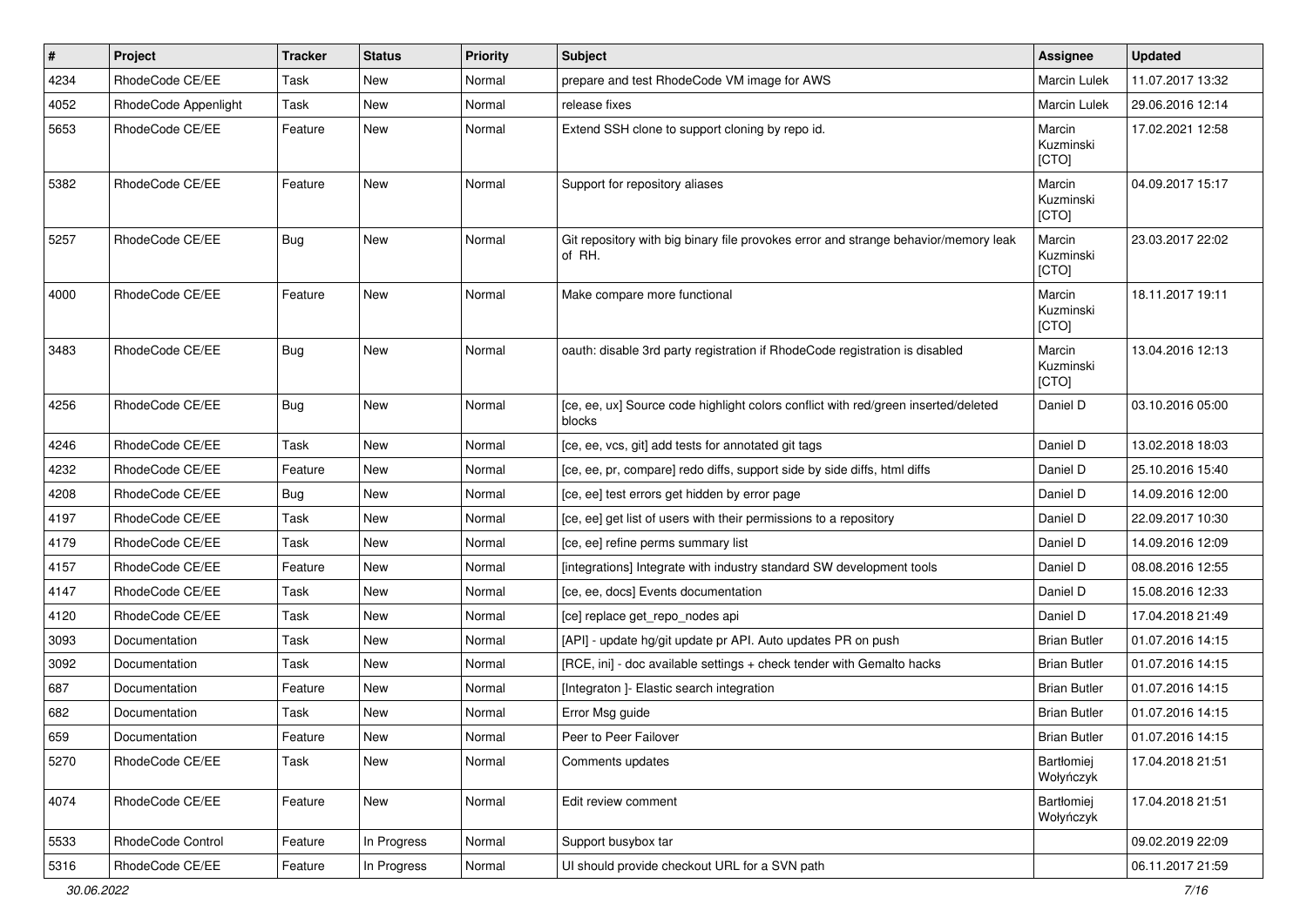| # | Project | Tracker | Status | Priority | Subject | Assignee | Updated |
|---|---|---|---|---|---|---|---|
| 4234 | RhodeCode CE/EE | Task | New | Normal | prepare and test RhodeCode VM image for AWS | Marcin Lulek | 11.07.2017 13:32 |
| 4052 | RhodeCode Appenlight | Task | New | Normal | release fixes | Marcin Lulek | 29.06.2016 12:14 |
| 5653 | RhodeCode CE/EE | Feature | New | Normal | Extend SSH clone to support cloning by repo id. | Marcin Kuzminski [CTO] | 17.02.2021 12:58 |
| 5382 | RhodeCode CE/EE | Feature | New | Normal | Support for repository aliases | Marcin Kuzminski [CTO] | 04.09.2017 15:17 |
| 5257 | RhodeCode CE/EE | Bug | New | Normal | Git repository with big binary file provokes error and strange behavior/memory leak of RH. | Marcin Kuzminski [CTO] | 23.03.2017 22:02 |
| 4000 | RhodeCode CE/EE | Feature | New | Normal | Make compare more functional | Marcin Kuzminski [CTO] | 18.11.2017 19:11 |
| 3483 | RhodeCode CE/EE | Bug | New | Normal | oauth: disable 3rd party registration if RhodeCode registration is disabled | Marcin Kuzminski [CTO] | 13.04.2016 12:13 |
| 4256 | RhodeCode CE/EE | Bug | New | Normal | [ce, ee, ux] Source code highlight colors conflict with red/green inserted/deleted blocks | Daniel D | 03.10.2016 05:00 |
| 4246 | RhodeCode CE/EE | Task | New | Normal | [ce, ee, vcs, git] add tests for annotated git tags | Daniel D | 13.02.2018 18:03 |
| 4232 | RhodeCode CE/EE | Feature | New | Normal | [ce, ee, pr, compare] redo diffs, support side by side diffs, html diffs | Daniel D | 25.10.2016 15:40 |
| 4208 | RhodeCode CE/EE | Bug | New | Normal | [ce, ee] test errors get hidden by error page | Daniel D | 14.09.2016 12:00 |
| 4197 | RhodeCode CE/EE | Task | New | Normal | [ce, ee] get list of users with their permissions to a repository | Daniel D | 22.09.2017 10:30 |
| 4179 | RhodeCode CE/EE | Task | New | Normal | [ce, ee] refine perms summary list | Daniel D | 14.09.2016 12:09 |
| 4157 | RhodeCode CE/EE | Feature | New | Normal | [integrations] Integrate with industry standard SW development tools | Daniel D | 08.08.2016 12:55 |
| 4147 | RhodeCode CE/EE | Task | New | Normal | [ce, ee, docs] Events documentation | Daniel D | 15.08.2016 12:33 |
| 4120 | RhodeCode CE/EE | Task | New | Normal | [ce] replace get_repo_nodes api | Daniel D | 17.04.2018 21:49 |
| 3093 | Documentation | Task | New | Normal | [API] - update hg/git update pr API. Auto updates PR on push | Brian Butler | 01.07.2016 14:15 |
| 3092 | Documentation | Task | New | Normal | [RCE, ini] - doc available settings + check tender with Gemalto hacks | Brian Butler | 01.07.2016 14:15 |
| 687 | Documentation | Feature | New | Normal | [Integraton ]- Elastic search integration | Brian Butler | 01.07.2016 14:15 |
| 682 | Documentation | Task | New | Normal | Error Msg guide | Brian Butler | 01.07.2016 14:15 |
| 659 | Documentation | Feature | New | Normal | Peer to Peer Failover | Brian Butler | 01.07.2016 14:15 |
| 5270 | RhodeCode CE/EE | Task | New | Normal | Comments updates | Bartłomiej Wołyńczyk | 17.04.2018 21:51 |
| 4074 | RhodeCode CE/EE | Feature | New | Normal | Edit review comment | Bartłomiej Wołyńczyk | 17.04.2018 21:51 |
| 5533 | RhodeCode Control | Feature | In Progress | Normal | Support busybox tar | | 09.02.2019 22:09 |
| 5316 | RhodeCode CE/EE | Feature | In Progress | Normal | UI should provide checkout URL for a SVN path | | 06.11.2017 21:59 |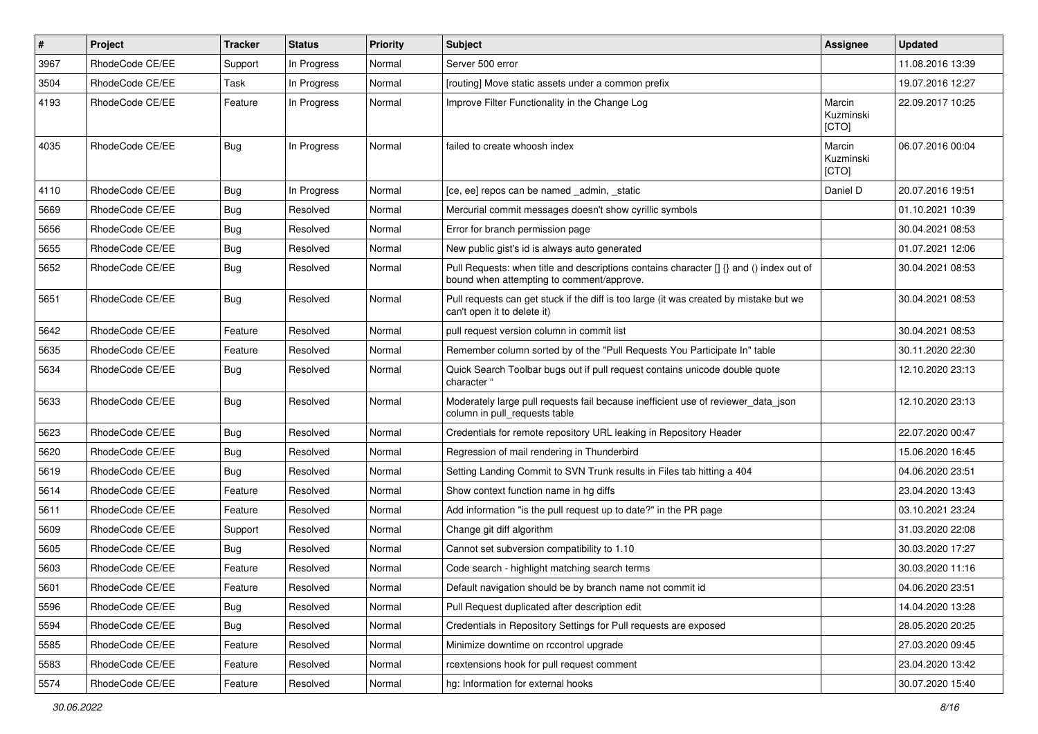| # | Project | Tracker | Status | Priority | Subject | Assignee | Updated |
|---|---|---|---|---|---|---|---|
| 3967 | RhodeCode CE/EE | Support | In Progress | Normal | Server 500 error | | 11.08.2016 13:39 |
| 3504 | RhodeCode CE/EE | Task | In Progress | Normal | [routing] Move static assets under a common prefix | | 19.07.2016 12:27 |
| 4193 | RhodeCode CE/EE | Feature | In Progress | Normal | Improve Filter Functionality in the Change Log | Marcin Kuzminski [CTO] | 22.09.2017 10:25 |
| 4035 | RhodeCode CE/EE | Bug | In Progress | Normal | failed to create whoosh index | Marcin Kuzminski [CTO] | 06.07.2016 00:04 |
| 4110 | RhodeCode CE/EE | Bug | In Progress | Normal | [ce, ee] repos can be named _admin, _static | Daniel D | 20.07.2016 19:51 |
| 5669 | RhodeCode CE/EE | Bug | Resolved | Normal | Mercurial commit messages doesn't show cyrillic symbols | | 01.10.2021 10:39 |
| 5656 | RhodeCode CE/EE | Bug | Resolved | Normal | Error for branch permission page | | 30.04.2021 08:53 |
| 5655 | RhodeCode CE/EE | Bug | Resolved | Normal | New public gist's id is always auto generated | | 01.07.2021 12:06 |
| 5652 | RhodeCode CE/EE | Bug | Resolved | Normal | Pull Requests: when title and descriptions contains character [] {} and () index out of bound when attempting to comment/approve. | | 30.04.2021 08:53 |
| 5651 | RhodeCode CE/EE | Bug | Resolved | Normal | Pull requests can get stuck if the diff is too large (it was created by mistake but we can't open it to delete it) | | 30.04.2021 08:53 |
| 5642 | RhodeCode CE/EE | Feature | Resolved | Normal | pull request version column in commit list | | 30.04.2021 08:53 |
| 5635 | RhodeCode CE/EE | Feature | Resolved | Normal | Remember column sorted by of the "Pull Requests You Participate In" table | | 30.11.2020 22:30 |
| 5634 | RhodeCode CE/EE | Bug | Resolved | Normal | Quick Search Toolbar bugs out if pull request contains unicode double quote character " | | 12.10.2020 23:13 |
| 5633 | RhodeCode CE/EE | Bug | Resolved | Normal | Moderately large pull requests fail because inefficient use of reviewer_data_json column in pull_requests table | | 12.10.2020 23:13 |
| 5623 | RhodeCode CE/EE | Bug | Resolved | Normal | Credentials for remote repository URL leaking in Repository Header | | 22.07.2020 00:47 |
| 5620 | RhodeCode CE/EE | Bug | Resolved | Normal | Regression of mail rendering in Thunderbird | | 15.06.2020 16:45 |
| 5619 | RhodeCode CE/EE | Bug | Resolved | Normal | Setting Landing Commit to SVN Trunk results in Files tab hitting a 404 | | 04.06.2020 23:51 |
| 5614 | RhodeCode CE/EE | Feature | Resolved | Normal | Show context function name in hg diffs | | 23.04.2020 13:43 |
| 5611 | RhodeCode CE/EE | Feature | Resolved | Normal | Add information "is the pull request up to date?" in the PR page | | 03.10.2021 23:24 |
| 5609 | RhodeCode CE/EE | Support | Resolved | Normal | Change git diff algorithm | | 31.03.2020 22:08 |
| 5605 | RhodeCode CE/EE | Bug | Resolved | Normal | Cannot set subversion compatibility to 1.10 | | 30.03.2020 17:27 |
| 5603 | RhodeCode CE/EE | Feature | Resolved | Normal | Code search - highlight matching search terms | | 30.03.2020 11:16 |
| 5601 | RhodeCode CE/EE | Feature | Resolved | Normal | Default navigation should be by branch name not commit id | | 04.06.2020 23:51 |
| 5596 | RhodeCode CE/EE | Bug | Resolved | Normal | Pull Request duplicated after description edit | | 14.04.2020 13:28 |
| 5594 | RhodeCode CE/EE | Bug | Resolved | Normal | Credentials in Repository Settings for Pull requests are exposed | | 28.05.2020 20:25 |
| 5585 | RhodeCode CE/EE | Feature | Resolved | Normal | Minimize downtime on rccontrol upgrade | | 27.03.2020 09:45 |
| 5583 | RhodeCode CE/EE | Feature | Resolved | Normal | rcextensions hook for pull request comment | | 23.04.2020 13:42 |
| 5574 | RhodeCode CE/EE | Feature | Resolved | Normal | hg: Information for external hooks | | 30.07.2020 15:40 |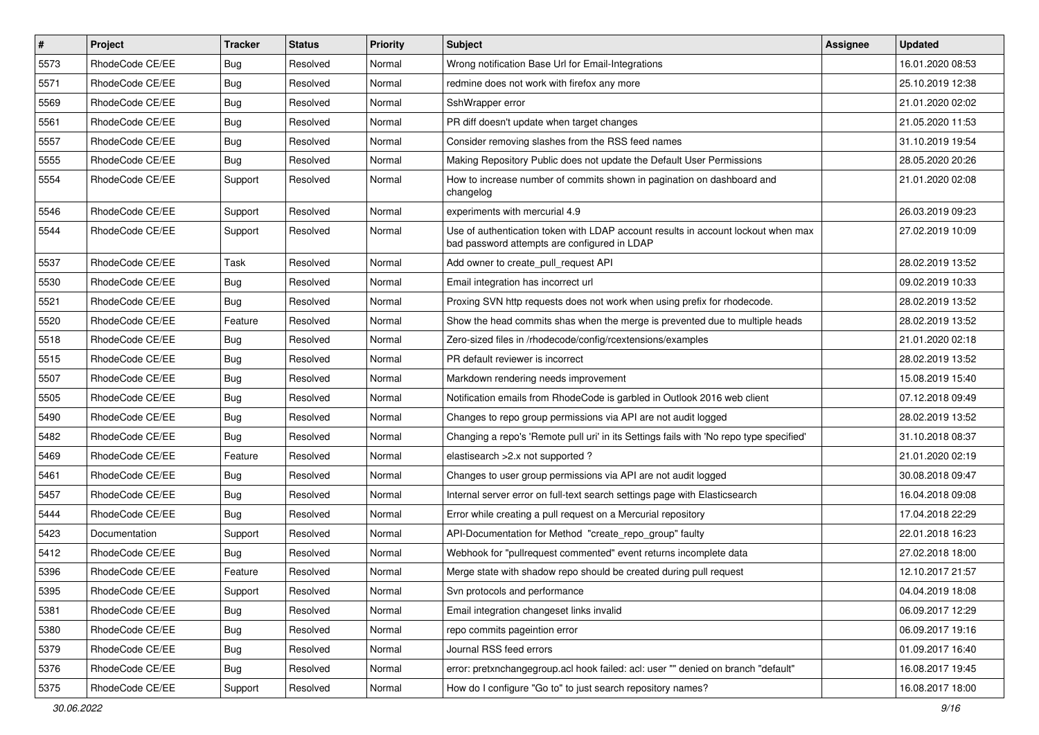| # | Project | Tracker | Status | Priority | Subject | Assignee | Updated |
|---|---|---|---|---|---|---|---|
| 5573 | RhodeCode CE/EE | Bug | Resolved | Normal | Wrong notification Base Url for Email-Integrations | | 16.01.2020 08:53 |
| 5571 | RhodeCode CE/EE | Bug | Resolved | Normal | redmine does not work with firefox any more | | 25.10.2019 12:38 |
| 5569 | RhodeCode CE/EE | Bug | Resolved | Normal | SshWrapper error | | 21.01.2020 02:02 |
| 5561 | RhodeCode CE/EE | Bug | Resolved | Normal | PR diff doesn't update when target changes | | 21.05.2020 11:53 |
| 5557 | RhodeCode CE/EE | Bug | Resolved | Normal | Consider removing slashes from the RSS feed names | | 31.10.2019 19:54 |
| 5555 | RhodeCode CE/EE | Bug | Resolved | Normal | Making Repository Public does not update the Default User Permissions | | 28.05.2020 20:26 |
| 5554 | RhodeCode CE/EE | Support | Resolved | Normal | How to increase number of commits shown in pagination on dashboard and changelog | | 21.01.2020 02:08 |
| 5546 | RhodeCode CE/EE | Support | Resolved | Normal | experiments with mercurial 4.9 | | 26.03.2019 09:23 |
| 5544 | RhodeCode CE/EE | Support | Resolved | Normal | Use of authentication token with LDAP account results in account lockout when max bad password attempts are configured in LDAP | | 27.02.2019 10:09 |
| 5537 | RhodeCode CE/EE | Task | Resolved | Normal | Add owner to create_pull_request API | | 28.02.2019 13:52 |
| 5530 | RhodeCode CE/EE | Bug | Resolved | Normal | Email integration has incorrect url | | 09.02.2019 10:33 |
| 5521 | RhodeCode CE/EE | Bug | Resolved | Normal | Proxing SVN http requests does not work when using prefix for rhodecode. | | 28.02.2019 13:52 |
| 5520 | RhodeCode CE/EE | Feature | Resolved | Normal | Show the head commits shas when the merge is prevented due to multiple heads | | 28.02.2019 13:52 |
| 5518 | RhodeCode CE/EE | Bug | Resolved | Normal | Zero-sized files in /rhodecode/config/rcextensions/examples | | 21.01.2020 02:18 |
| 5515 | RhodeCode CE/EE | Bug | Resolved | Normal | PR default reviewer is incorrect | | 28.02.2019 13:52 |
| 5507 | RhodeCode CE/EE | Bug | Resolved | Normal | Markdown rendering needs improvement | | 15.08.2019 15:40 |
| 5505 | RhodeCode CE/EE | Bug | Resolved | Normal | Notification emails from RhodeCode is garbled in Outlook 2016 web client | | 07.12.2018 09:49 |
| 5490 | RhodeCode CE/EE | Bug | Resolved | Normal | Changes to repo group permissions via API are not audit logged | | 28.02.2019 13:52 |
| 5482 | RhodeCode CE/EE | Bug | Resolved | Normal | Changing a repo's 'Remote pull uri' in its Settings fails with 'No repo type specified' | | 31.10.2018 08:37 |
| 5469 | RhodeCode CE/EE | Feature | Resolved | Normal | elastiesearch >2.x not supported ? | | 21.01.2020 02:19 |
| 5461 | RhodeCode CE/EE | Bug | Resolved | Normal | Changes to user group permissions via API are not audit logged | | 30.08.2018 09:47 |
| 5457 | RhodeCode CE/EE | Bug | Resolved | Normal | Internal server error on full-text search settings page with Elasticsearch | | 16.04.2018 09:08 |
| 5444 | RhodeCode CE/EE | Bug | Resolved | Normal | Error while creating a pull request on a Mercurial repository | | 17.04.2018 22:29 |
| 5423 | Documentation | Support | Resolved | Normal | API-Documentation for Method "create_repo_group" faulty | | 22.01.2018 16:23 |
| 5412 | RhodeCode CE/EE | Bug | Resolved | Normal | Webhook for "pullrequest commented" event returns incomplete data | | 27.02.2018 18:00 |
| 5396 | RhodeCode CE/EE | Feature | Resolved | Normal | Merge state with shadow repo should be created during pull request | | 12.10.2017 21:57 |
| 5395 | RhodeCode CE/EE | Support | Resolved | Normal | Svn protocols and performance | | 04.04.2019 18:08 |
| 5381 | RhodeCode CE/EE | Bug | Resolved | Normal | Email integration changeset links invalid | | 06.09.2017 12:29 |
| 5380 | RhodeCode CE/EE | Bug | Resolved | Normal | repo commits pageintion error | | 06.09.2017 19:16 |
| 5379 | RhodeCode CE/EE | Bug | Resolved | Normal | Journal RSS feed errors | | 01.09.2017 16:40 |
| 5376 | RhodeCode CE/EE | Bug | Resolved | Normal | error: pretxnchangegroup.acl hook failed: acl: user "" denied on branch "default" | | 16.08.2017 19:45 |
| 5375 | RhodeCode CE/EE | Support | Resolved | Normal | How do I configure "Go to" to just search repository names? | | 16.08.2017 18:00 |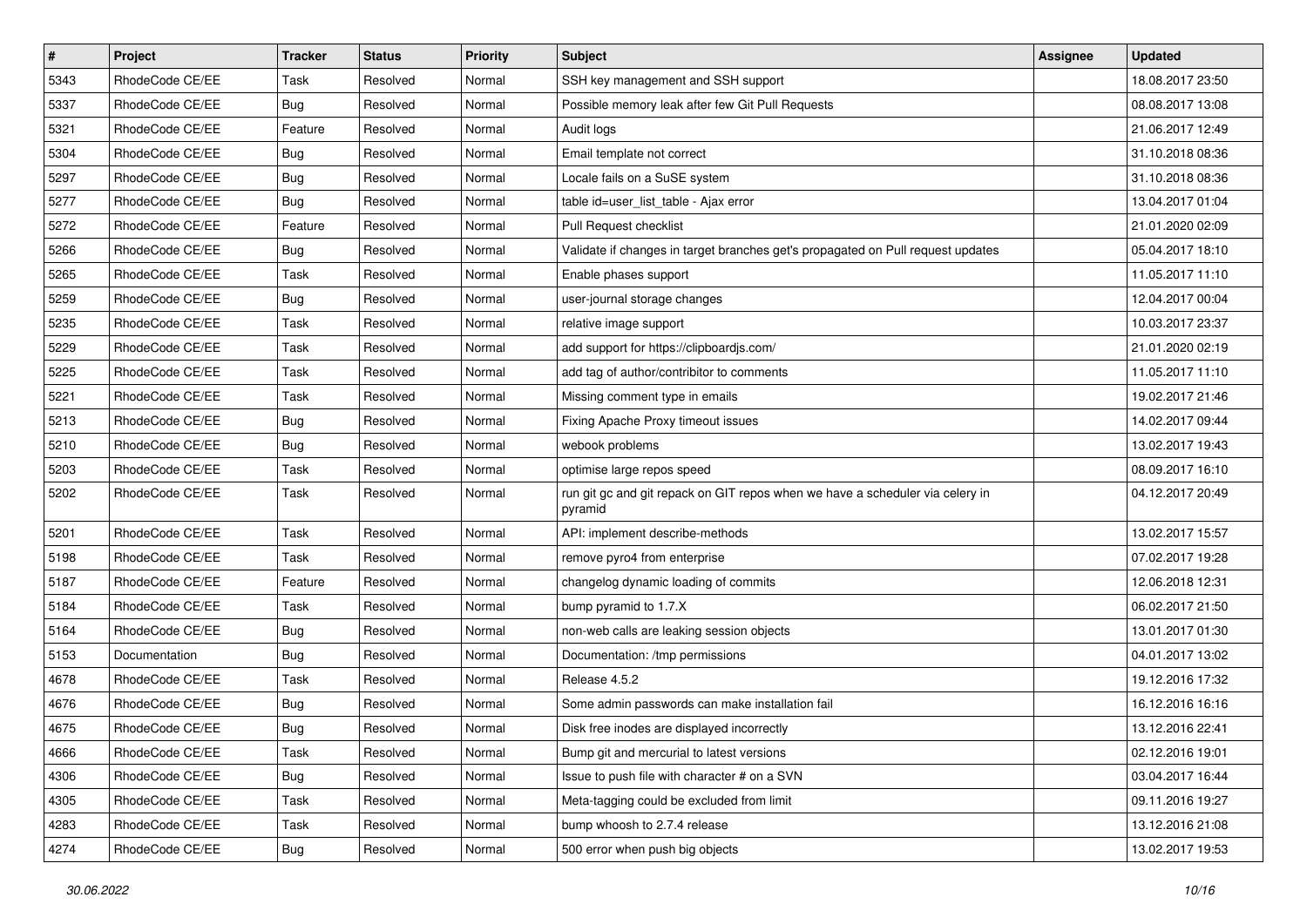| # | Project | Tracker | Status | Priority | Subject | Assignee | Updated |
|---|---|---|---|---|---|---|---|
| 5343 | RhodeCode CE/EE | Task | Resolved | Normal | SSH key management and SSH support | | 18.08.2017 23:50 |
| 5337 | RhodeCode CE/EE | Bug | Resolved | Normal | Possible memory leak after few Git Pull Requests | | 08.08.2017 13:08 |
| 5321 | RhodeCode CE/EE | Feature | Resolved | Normal | Audit logs | | 21.06.2017 12:49 |
| 5304 | RhodeCode CE/EE | Bug | Resolved | Normal | Email template not correct | | 31.10.2018 08:36 |
| 5297 | RhodeCode CE/EE | Bug | Resolved | Normal | Locale fails on a SuSE system | | 31.10.2018 08:36 |
| 5277 | RhodeCode CE/EE | Bug | Resolved | Normal | table id=user_list_table - Ajax error | | 13.04.2017 01:04 |
| 5272 | RhodeCode CE/EE | Feature | Resolved | Normal | Pull Request checklist | | 21.01.2020 02:09 |
| 5266 | RhodeCode CE/EE | Bug | Resolved | Normal | Validate if changes in target branches get's propagated on Pull request updates | | 05.04.2017 18:10 |
| 5265 | RhodeCode CE/EE | Task | Resolved | Normal | Enable phases support | | 11.05.2017 11:10 |
| 5259 | RhodeCode CE/EE | Bug | Resolved | Normal | user-journal storage changes | | 12.04.2017 00:04 |
| 5235 | RhodeCode CE/EE | Task | Resolved | Normal | relative image support | | 10.03.2017 23:37 |
| 5229 | RhodeCode CE/EE | Task | Resolved | Normal | add support for https://clipboardjs.com/ | | 21.01.2020 02:19 |
| 5225 | RhodeCode CE/EE | Task | Resolved | Normal | add tag of author/contribitor to comments | | 11.05.2017 11:10 |
| 5221 | RhodeCode CE/EE | Task | Resolved | Normal | Missing comment type in emails | | 19.02.2017 21:46 |
| 5213 | RhodeCode CE/EE | Bug | Resolved | Normal | Fixing Apache Proxy timeout issues | | 14.02.2017 09:44 |
| 5210 | RhodeCode CE/EE | Bug | Resolved | Normal | webook problems | | 13.02.2017 19:43 |
| 5203 | RhodeCode CE/EE | Task | Resolved | Normal | optimise large repos speed | | 08.09.2017 16:10 |
| 5202 | RhodeCode CE/EE | Task | Resolved | Normal | run git gc and git repack on GIT repos when we have a scheduler via celery in pyramid | | 04.12.2017 20:49 |
| 5201 | RhodeCode CE/EE | Task | Resolved | Normal | API: implement describe-methods | | 13.02.2017 15:57 |
| 5198 | RhodeCode CE/EE | Task | Resolved | Normal | remove pyro4 from enterprise | | 07.02.2017 19:28 |
| 5187 | RhodeCode CE/EE | Feature | Resolved | Normal | changelog dynamic loading of commits | | 12.06.2018 12:31 |
| 5184 | RhodeCode CE/EE | Task | Resolved | Normal | bump pyramid to 1.7.X | | 06.02.2017 21:50 |
| 5164 | RhodeCode CE/EE | Bug | Resolved | Normal | non-web calls are leaking session objects | | 13.01.2017 01:30 |
| 5153 | Documentation | Bug | Resolved | Normal | Documentation: /tmp permissions | | 04.01.2017 13:02 |
| 4678 | RhodeCode CE/EE | Task | Resolved | Normal | Release 4.5.2 | | 19.12.2016 17:32 |
| 4676 | RhodeCode CE/EE | Bug | Resolved | Normal | Some admin passwords can make installation fail | | 16.12.2016 16:16 |
| 4675 | RhodeCode CE/EE | Bug | Resolved | Normal | Disk free inodes are displayed incorrectly | | 13.12.2016 22:41 |
| 4666 | RhodeCode CE/EE | Task | Resolved | Normal | Bump git and mercurial to latest versions | | 02.12.2016 19:01 |
| 4306 | RhodeCode CE/EE | Bug | Resolved | Normal | Issue to push file with character # on a SVN | | 03.04.2017 16:44 |
| 4305 | RhodeCode CE/EE | Task | Resolved | Normal | Meta-tagging could be excluded from limit | | 09.11.2016 19:27 |
| 4283 | RhodeCode CE/EE | Task | Resolved | Normal | bump whoosh to 2.7.4 release | | 13.12.2016 21:08 |
| 4274 | RhodeCode CE/EE | Bug | Resolved | Normal | 500 error when push big objects | | 13.02.2017 19:53 |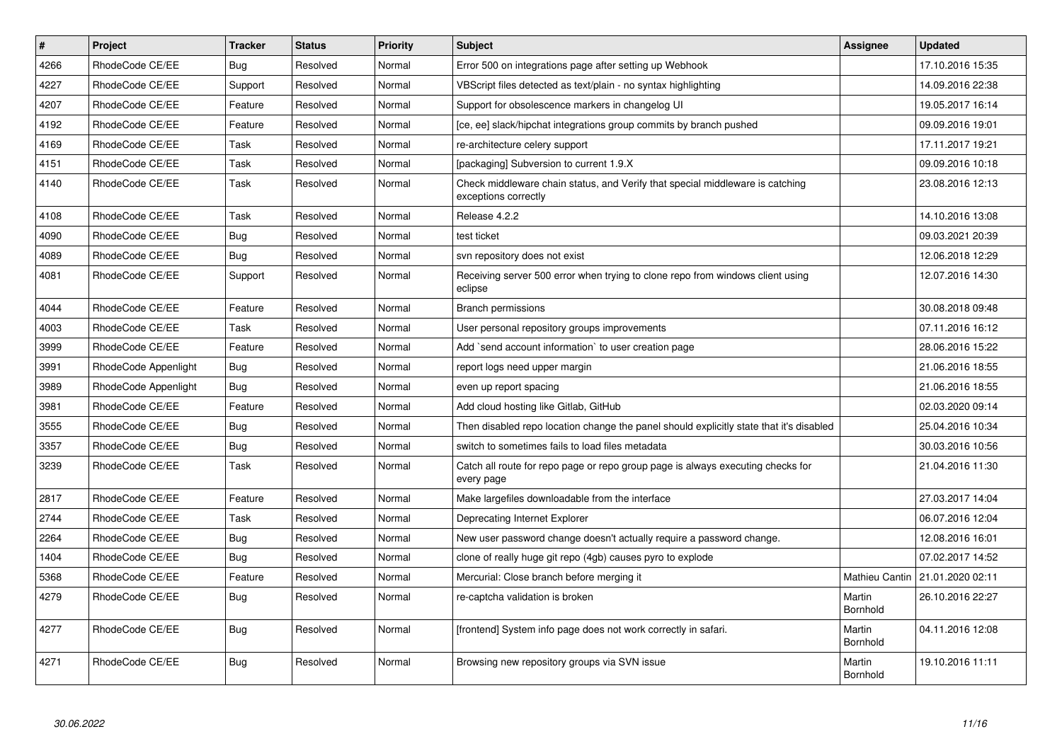| # | Project | Tracker | Status | Priority | Subject | Assignee | Updated |
|---|---|---|---|---|---|---|---|
| 4266 | RhodeCode CE/EE | Bug | Resolved | Normal | Error 500 on integrations page after setting up Webhook | | 17.10.2016 15:35 |
| 4227 | RhodeCode CE/EE | Support | Resolved | Normal | VBScript files detected as text/plain - no syntax highlighting | | 14.09.2016 22:38 |
| 4207 | RhodeCode CE/EE | Feature | Resolved | Normal | Support for obsolescence markers in changelog UI | | 19.05.2017 16:14 |
| 4192 | RhodeCode CE/EE | Feature | Resolved | Normal | [ce, ee] slack/hipchat integrations group commits by branch pushed | | 09.09.2016 19:01 |
| 4169 | RhodeCode CE/EE | Task | Resolved | Normal | re-architecture celery support | | 17.11.2017 19:21 |
| 4151 | RhodeCode CE/EE | Task | Resolved | Normal | [packaging] Subversion to current 1.9.X | | 09.09.2016 10:18 |
| 4140 | RhodeCode CE/EE | Task | Resolved | Normal | Check middleware chain status, and Verify that special middleware is catching exceptions correctly | | 23.08.2016 12:13 |
| 4108 | RhodeCode CE/EE | Task | Resolved | Normal | Release 4.2.2 | | 14.10.2016 13:08 |
| 4090 | RhodeCode CE/EE | Bug | Resolved | Normal | test ticket | | 09.03.2021 20:39 |
| 4089 | RhodeCode CE/EE | Bug | Resolved | Normal | svn repository does not exist | | 12.06.2018 12:29 |
| 4081 | RhodeCode CE/EE | Support | Resolved | Normal | Receiving server 500 error when trying to clone repo from windows client using eclipse | | 12.07.2016 14:30 |
| 4044 | RhodeCode CE/EE | Feature | Resolved | Normal | Branch permissions | | 30.08.2018 09:48 |
| 4003 | RhodeCode CE/EE | Task | Resolved | Normal | User personal repository groups improvements | | 07.11.2016 16:12 |
| 3999 | RhodeCode CE/EE | Feature | Resolved | Normal | Add `send account information` to user creation page | | 28.06.2016 15:22 |
| 3991 | RhodeCode Appenlight | Bug | Resolved | Normal | report logs need upper margin | | 21.06.2016 18:55 |
| 3989 | RhodeCode Appenlight | Bug | Resolved | Normal | even up report spacing | | 21.06.2016 18:55 |
| 3981 | RhodeCode CE/EE | Feature | Resolved | Normal | Add cloud hosting like Gitlab, GitHub | | 02.03.2020 09:14 |
| 3555 | RhodeCode CE/EE | Bug | Resolved | Normal | Then disabled repo location change the panel should explicitly state that it's disabled | | 25.04.2016 10:34 |
| 3357 | RhodeCode CE/EE | Bug | Resolved | Normal | switch to sometimes fails to load files metadata | | 30.03.2016 10:56 |
| 3239 | RhodeCode CE/EE | Task | Resolved | Normal | Catch all route for repo page or repo group page is always executing checks for every page | | 21.04.2016 11:30 |
| 2817 | RhodeCode CE/EE | Feature | Resolved | Normal | Make largefiles downloadable from the interface | | 27.03.2017 14:04 |
| 2744 | RhodeCode CE/EE | Task | Resolved | Normal | Deprecating Internet Explorer | | 06.07.2016 12:04 |
| 2264 | RhodeCode CE/EE | Bug | Resolved | Normal | New user password change doesn't actually require a password change. | | 12.08.2016 16:01 |
| 1404 | RhodeCode CE/EE | Bug | Resolved | Normal | clone of really huge git repo (4gb) causes pyro to explode | | 07.02.2017 14:52 |
| 5368 | RhodeCode CE/EE | Feature | Resolved | Normal | Mercurial: Close branch before merging it | Mathieu Cantin | 21.01.2020 02:11 |
| 4279 | RhodeCode CE/EE | Bug | Resolved | Normal | re-captcha validation is broken | Martin Bornhold | 26.10.2016 22:27 |
| 4277 | RhodeCode CE/EE | Bug | Resolved | Normal | [frontend] System info page does not work correctly in safari. | Martin Bornhold | 04.11.2016 12:08 |
| 4271 | RhodeCode CE/EE | Bug | Resolved | Normal | Browsing new repository groups via SVN issue | Martin Bornhold | 19.10.2016 11:11 |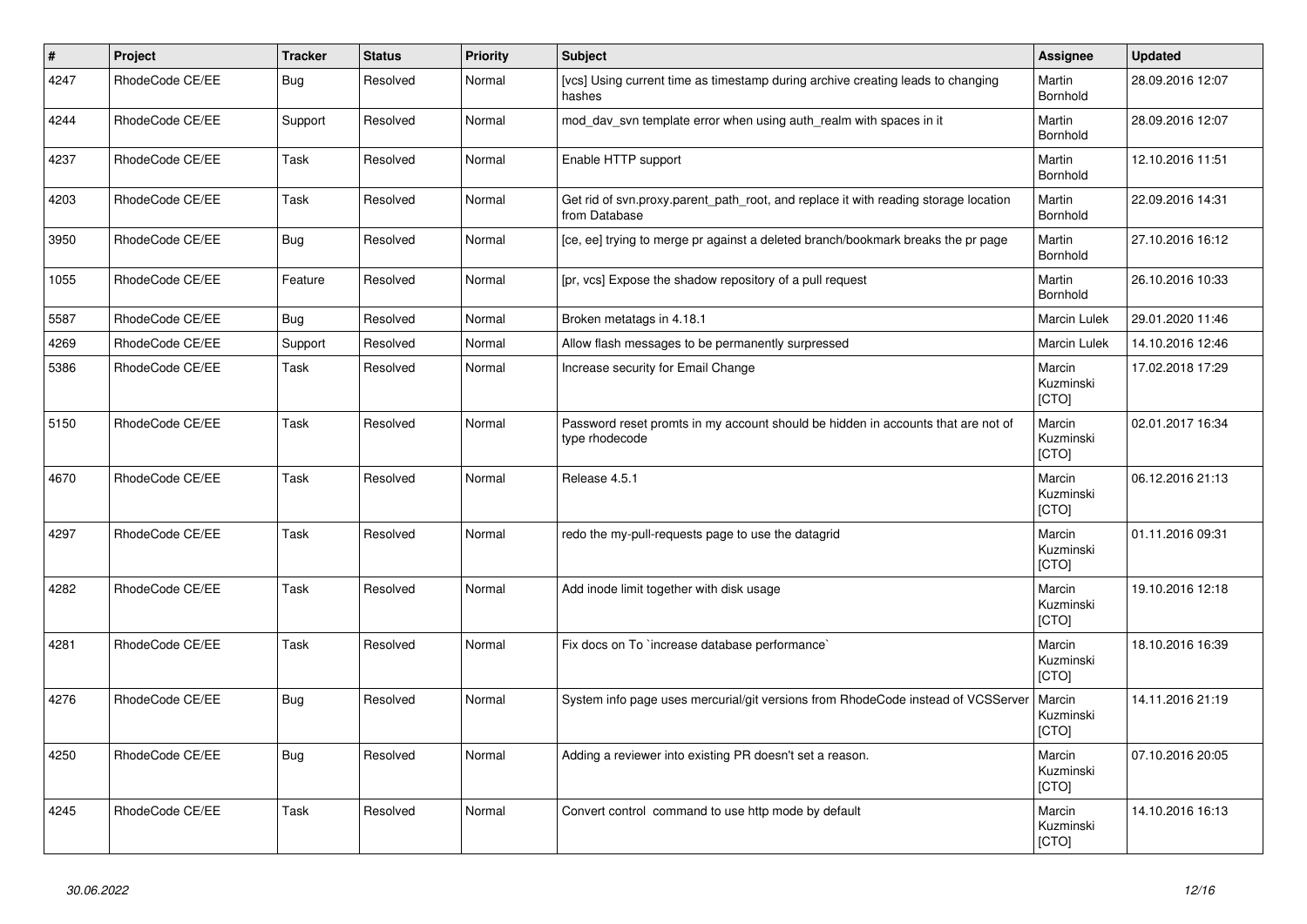| # | Project | Tracker | Status | Priority | Subject | Assignee | Updated |
|---|---|---|---|---|---|---|---|
| 4247 | RhodeCode CE/EE | Bug | Resolved | Normal | [vcs] Using current time as timestamp during archive creating leads to changing hashes | Martin Bornhold | 28.09.2016 12:07 |
| 4244 | RhodeCode CE/EE | Support | Resolved | Normal | mod_dav_svn template error when using auth_realm with spaces in it | Martin Bornhold | 28.09.2016 12:07 |
| 4237 | RhodeCode CE/EE | Task | Resolved | Normal | Enable HTTP support | Martin Bornhold | 12.10.2016 11:51 |
| 4203 | RhodeCode CE/EE | Task | Resolved | Normal | Get rid of svn.proxy.parent_path_root, and replace it with reading storage location from Database | Martin Bornhold | 22.09.2016 14:31 |
| 3950 | RhodeCode CE/EE | Bug | Resolved | Normal | [ce, ee] trying to merge pr against a deleted branch/bookmark breaks the pr page | Martin Bornhold | 27.10.2016 16:12 |
| 1055 | RhodeCode CE/EE | Feature | Resolved | Normal | [pr, vcs] Expose the shadow repository of a pull request | Martin Bornhold | 26.10.2016 10:33 |
| 5587 | RhodeCode CE/EE | Bug | Resolved | Normal | Broken metatags in 4.18.1 | Marcin Lulek | 29.01.2020 11:46 |
| 4269 | RhodeCode CE/EE | Support | Resolved | Normal | Allow flash messages to be permanently surpressed | Marcin Lulek | 14.10.2016 12:46 |
| 5386 | RhodeCode CE/EE | Task | Resolved | Normal | Increase security for Email Change | Marcin Kuzminski [CTO] | 17.02.2018 17:29 |
| 5150 | RhodeCode CE/EE | Task | Resolved | Normal | Password reset promts in my account should be hidden in accounts that are not of type rhodecode | Marcin Kuzminski [CTO] | 02.01.2017 16:34 |
| 4670 | RhodeCode CE/EE | Task | Resolved | Normal | Release 4.5.1 | Marcin Kuzminski [CTO] | 06.12.2016 21:13 |
| 4297 | RhodeCode CE/EE | Task | Resolved | Normal | redo the my-pull-requests page to use the datagrid | Marcin Kuzminski [CTO] | 01.11.2016 09:31 |
| 4282 | RhodeCode CE/EE | Task | Resolved | Normal | Add inode limit together with disk usage | Marcin Kuzminski [CTO] | 19.10.2016 12:18 |
| 4281 | RhodeCode CE/EE | Task | Resolved | Normal | Fix docs on To `increase database performance` | Marcin Kuzminski [CTO] | 18.10.2016 16:39 |
| 4276 | RhodeCode CE/EE | Bug | Resolved | Normal | System info page uses mercurial/git versions from RhodeCode instead of VCSServer | Marcin Kuzminski [CTO] | 14.11.2016 21:19 |
| 4250 | RhodeCode CE/EE | Bug | Resolved | Normal | Adding a reviewer into existing PR doesn't set a reason. | Marcin Kuzminski [CTO] | 07.10.2016 20:05 |
| 4245 | RhodeCode CE/EE | Task | Resolved | Normal | Convert control command to use http mode by default | Marcin Kuzminski [CTO] | 14.10.2016 16:13 |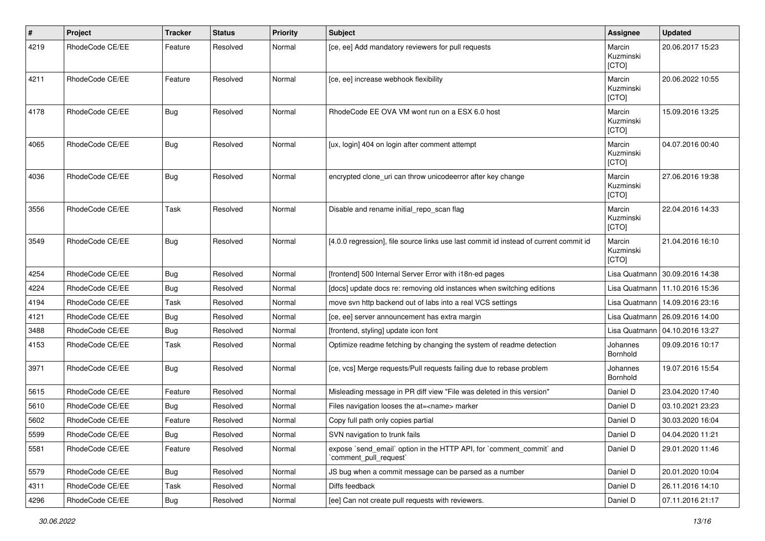| # | Project | Tracker | Status | Priority | Subject | Assignee | Updated |
|---|---|---|---|---|---|---|---|
| 4219 | RhodeCode CE/EE | Feature | Resolved | Normal | [ce, ee] Add mandatory reviewers for pull requests | Marcin Kuzminski [CTO] | 20.06.2017 15:23 |
| 4211 | RhodeCode CE/EE | Feature | Resolved | Normal | [ce, ee] increase webhook flexibility | Marcin Kuzminski [CTO] | 20.06.2022 10:55 |
| 4178 | RhodeCode CE/EE | Bug | Resolved | Normal | RhodeCode EE OVA VM wont run on a ESX 6.0 host | Marcin Kuzminski [CTO] | 15.09.2016 13:25 |
| 4065 | RhodeCode CE/EE | Bug | Resolved | Normal | [ux, login] 404 on login after comment attempt | Marcin Kuzminski [CTO] | 04.07.2016 00:40 |
| 4036 | RhodeCode CE/EE | Bug | Resolved | Normal | encrypted clone_uri can throw unicodeerror after key change | Marcin Kuzminski [CTO] | 27.06.2016 19:38 |
| 3556 | RhodeCode CE/EE | Task | Resolved | Normal | Disable and rename initial_repo_scan flag | Marcin Kuzminski [CTO] | 22.04.2016 14:33 |
| 3549 | RhodeCode CE/EE | Bug | Resolved | Normal | [4.0.0 regression], file source links use last commit id instead of current commit id | Marcin Kuzminski [CTO] | 21.04.2016 16:10 |
| 4254 | RhodeCode CE/EE | Bug | Resolved | Normal | [frontend] 500 Internal Server Error with i18n-ed pages | Lisa Quatmann | 30.09.2016 14:38 |
| 4224 | RhodeCode CE/EE | Bug | Resolved | Normal | [docs] update docs re: removing old instances when switching editions | Lisa Quatmann | 11.10.2016 15:36 |
| 4194 | RhodeCode CE/EE | Task | Resolved | Normal | move svn http backend out of labs into a real VCS settings | Lisa Quatmann | 14.09.2016 23:16 |
| 4121 | RhodeCode CE/EE | Bug | Resolved | Normal | [ce, ee] server announcement has extra margin | Lisa Quatmann | 26.09.2016 14:00 |
| 3488 | RhodeCode CE/EE | Bug | Resolved | Normal | [frontend, styling] update icon font | Lisa Quatmann | 04.10.2016 13:27 |
| 4153 | RhodeCode CE/EE | Task | Resolved | Normal | Optimize readme fetching by changing the system of readme detection | Johannes Bornhold | 09.09.2016 10:17 |
| 3971 | RhodeCode CE/EE | Bug | Resolved | Normal | [ce, vcs] Merge requests/Pull requests failing due to rebase problem | Johannes Bornhold | 19.07.2016 15:54 |
| 5615 | RhodeCode CE/EE | Feature | Resolved | Normal | Misleading message in PR diff view "File was deleted in this version" | Daniel D | 23.04.2020 17:40 |
| 5610 | RhodeCode CE/EE | Bug | Resolved | Normal | Files navigation looses the at=<name> marker | Daniel D | 03.10.2021 23:23 |
| 5602 | RhodeCode CE/EE | Feature | Resolved | Normal | Copy full path only copies partial | Daniel D | 30.03.2020 16:04 |
| 5599 | RhodeCode CE/EE | Bug | Resolved | Normal | SVN navigation to trunk fails | Daniel D | 04.04.2020 11:21 |
| 5581 | RhodeCode CE/EE | Feature | Resolved | Normal | expose `send_email` option in the HTTP API, for `comment_commit` and `comment_pull_request` | Daniel D | 29.01.2020 11:46 |
| 5579 | RhodeCode CE/EE | Bug | Resolved | Normal | JS bug when a commit message can be parsed as a number | Daniel D | 20.01.2020 10:04 |
| 4311 | RhodeCode CE/EE | Task | Resolved | Normal | Diffs feedback | Daniel D | 26.11.2016 14:10 |
| 4296 | RhodeCode CE/EE | Bug | Resolved | Normal | [ee] Can not create pull requests with reviewers. | Daniel D | 07.11.2016 21:17 |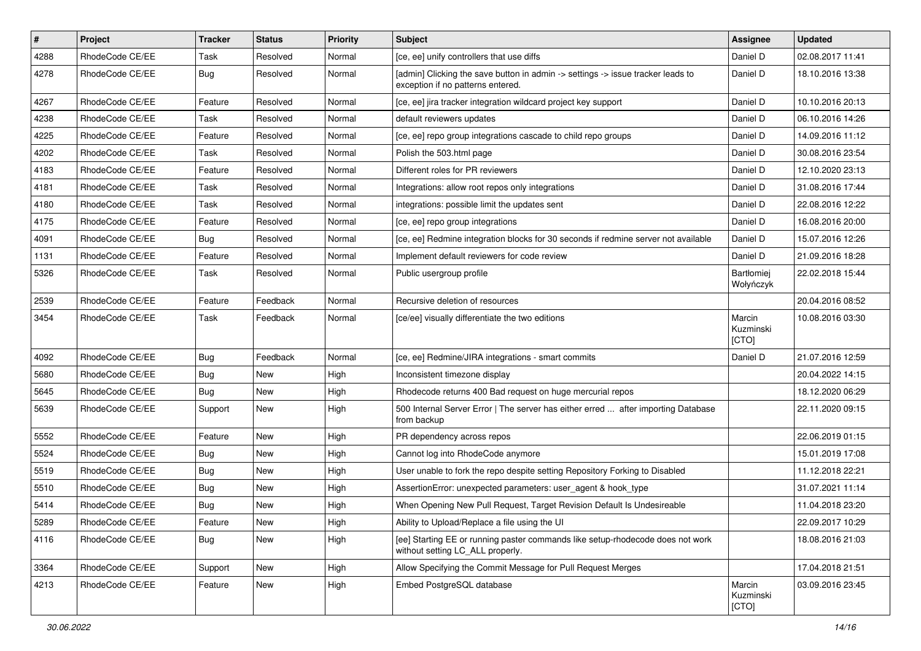| # | Project | Tracker | Status | Priority | Subject | Assignee | Updated |
|---|---|---|---|---|---|---|---|
| 4288 | RhodeCode CE/EE | Task | Resolved | Normal | [ce, ee] unify controllers that use diffs | Daniel D | 02.08.2017 11:41 |
| 4278 | RhodeCode CE/EE | Bug | Resolved | Normal | [admin] Clicking the save button in admin -> settings -> issue tracker leads to exception if no patterns entered. | Daniel D | 18.10.2016 13:38 |
| 4267 | RhodeCode CE/EE | Feature | Resolved | Normal | [ce, ee] jira tracker integration wildcard project key support | Daniel D | 10.10.2016 20:13 |
| 4238 | RhodeCode CE/EE | Task | Resolved | Normal | default reviewers updates | Daniel D | 06.10.2016 14:26 |
| 4225 | RhodeCode CE/EE | Feature | Resolved | Normal | [ce, ee] repo group integrations cascade to child repo groups | Daniel D | 14.09.2016 11:12 |
| 4202 | RhodeCode CE/EE | Task | Resolved | Normal | Polish the 503.html page | Daniel D | 30.08.2016 23:54 |
| 4183 | RhodeCode CE/EE | Feature | Resolved | Normal | Different roles for PR reviewers | Daniel D | 12.10.2020 23:13 |
| 4181 | RhodeCode CE/EE | Task | Resolved | Normal | Integrations: allow root repos only integrations | Daniel D | 31.08.2016 17:44 |
| 4180 | RhodeCode CE/EE | Task | Resolved | Normal | integrations: possible limit the updates sent | Daniel D | 22.08.2016 12:22 |
| 4175 | RhodeCode CE/EE | Feature | Resolved | Normal | [ce, ee] repo group integrations | Daniel D | 16.08.2016 20:00 |
| 4091 | RhodeCode CE/EE | Bug | Resolved | Normal | [ce, ee] Redmine integration blocks for 30 seconds if redmine server not available | Daniel D | 15.07.2016 12:26 |
| 1131 | RhodeCode CE/EE | Feature | Resolved | Normal | Implement default reviewers for code review | Daniel D | 21.09.2016 18:28 |
| 5326 | RhodeCode CE/EE | Task | Resolved | Normal | Public usergroup profile | Bartłomiej Wołyńczyk | 22.02.2018 15:44 |
| 2539 | RhodeCode CE/EE | Feature | Feedback | Normal | Recursive deletion of resources | | 20.04.2016 08:52 |
| 3454 | RhodeCode CE/EE | Task | Feedback | Normal | [ce/ee] visually differentiate the two editions | Marcin Kuzminski [CTO] | 10.08.2016 03:30 |
| 4092 | RhodeCode CE/EE | Bug | Feedback | Normal | [ce, ee] Redmine/JIRA integrations - smart commits | Daniel D | 21.07.2016 12:59 |
| 5680 | RhodeCode CE/EE | Bug | New | High | Inconsistent timezone display | | 20.04.2022 14:15 |
| 5645 | RhodeCode CE/EE | Bug | New | High | Rhodecode returns 400 Bad request on huge mercurial repos | | 18.12.2020 06:29 |
| 5639 | RhodeCode CE/EE | Support | New | High | 500 Internal Server Error \| The server has either erred ... after importing Database from backup | | 22.11.2020 09:15 |
| 5552 | RhodeCode CE/EE | Feature | New | High | PR dependency across repos | | 22.06.2019 01:15 |
| 5524 | RhodeCode CE/EE | Bug | New | High | Cannot log into RhodeCode anymore | | 15.01.2019 17:08 |
| 5519 | RhodeCode CE/EE | Bug | New | High | User unable to fork the repo despite setting Repository Forking to Disabled | | 11.12.2018 22:21 |
| 5510 | RhodeCode CE/EE | Bug | New | High | AssertionError: unexpected parameters: user_agent & hook_type | | 31.07.2021 11:14 |
| 5414 | RhodeCode CE/EE | Bug | New | High | When Opening New Pull Request, Target Revision Default Is Undesireable | | 11.04.2018 23:20 |
| 5289 | RhodeCode CE/EE | Feature | New | High | Ability to Upload/Replace a file using the UI | | 22.09.2017 10:29 |
| 4116 | RhodeCode CE/EE | Bug | New | High | [ee] Starting EE or running paster commands like setup-rhodecode does not work without setting LC_ALL properly. | | 18.08.2016 21:03 |
| 3364 | RhodeCode CE/EE | Support | New | High | Allow Specifying the Commit Message for Pull Request Merges | | 17.04.2018 21:51 |
| 4213 | RhodeCode CE/EE | Feature | New | High | Embed PostgreSQL database | Marcin Kuzminski [CTO] | 03.09.2016 23:45 |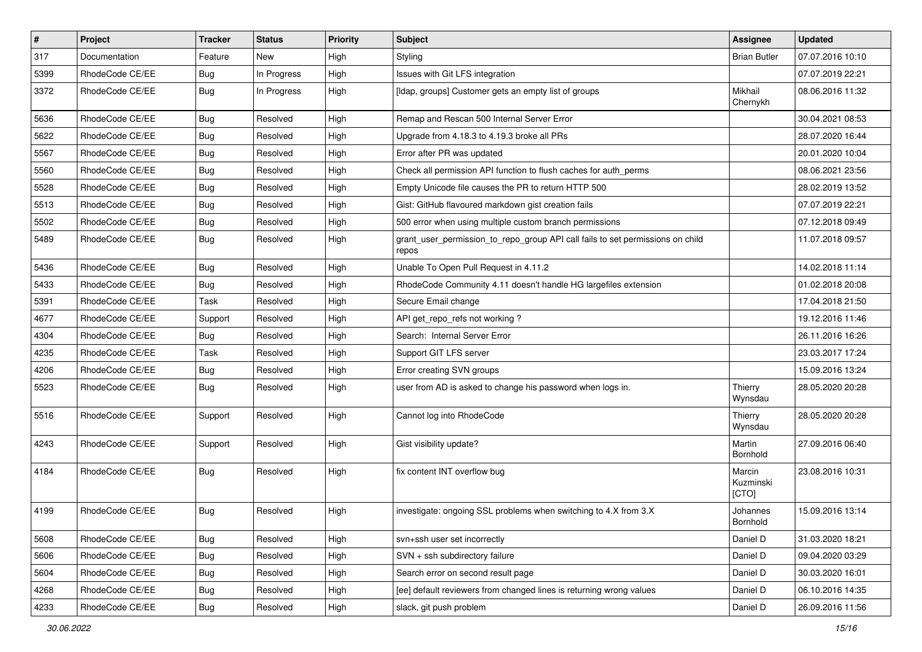| # | Project | Tracker | Status | Priority | Subject | Assignee | Updated |
|---|---|---|---|---|---|---|---|
| 317 | Documentation | Feature | New | High | Styling | Brian Butler | 07.07.2016 10:10 |
| 5399 | RhodeCode CE/EE | Bug | In Progress | High | Issues with Git LFS integration | | 07.07.2019 22:21 |
| 3372 | RhodeCode CE/EE | Bug | In Progress | High | [ldap, groups] Customer gets an empty list of groups | Mikhail Chernykh | 08.06.2016 11:32 |
| 5636 | RhodeCode CE/EE | Bug | Resolved | High | Remap and Rescan 500 Internal Server Error | | 30.04.2021 08:53 |
| 5622 | RhodeCode CE/EE | Bug | Resolved | High | Upgrade from 4.18.3 to 4.19.3 broke all PRs | | 28.07.2020 16:44 |
| 5567 | RhodeCode CE/EE | Bug | Resolved | High | Error after PR was updated | | 20.01.2020 10:04 |
| 5560 | RhodeCode CE/EE | Bug | Resolved | High | Check all permission API function to flush caches for auth_perms | | 08.06.2021 23:56 |
| 5528 | RhodeCode CE/EE | Bug | Resolved | High | Empty Unicode file causes the PR to return HTTP 500 | | 28.02.2019 13:52 |
| 5513 | RhodeCode CE/EE | Bug | Resolved | High | Gist: GitHub flavoured markdown gist creation fails | | 07.07.2019 22:21 |
| 5502 | RhodeCode CE/EE | Bug | Resolved | High | 500 error when using multiple custom branch permissions | | 07.12.2018 09:49 |
| 5489 | RhodeCode CE/EE | Bug | Resolved | High | grant_user_permission_to_repo_group API call fails to set permissions on child repos | | 11.07.2018 09:57 |
| 5436 | RhodeCode CE/EE | Bug | Resolved | High | Unable To Open Pull Request in 4.11.2 | | 14.02.2018 11:14 |
| 5433 | RhodeCode CE/EE | Bug | Resolved | High | RhodeCode Community 4.11 doesn't handle HG largefiles extension | | 01.02.2018 20:08 |
| 5391 | RhodeCode CE/EE | Task | Resolved | High | Secure Email change | | 17.04.2018 21:50 |
| 4677 | RhodeCode CE/EE | Support | Resolved | High | API get_repo_refs not working ? | | 19.12.2016 11:46 |
| 4304 | RhodeCode CE/EE | Bug | Resolved | High | Search: Internal Server Error | | 26.11.2016 16:26 |
| 4235 | RhodeCode CE/EE | Task | Resolved | High | Support GIT LFS server | | 23.03.2017 17:24 |
| 4206 | RhodeCode CE/EE | Bug | Resolved | High | Error creating SVN groups | | 15.09.2016 13:24 |
| 5523 | RhodeCode CE/EE | Bug | Resolved | High | user from AD is asked to change his password when logs in. | Thierry Wynsdau | 28.05.2020 20:28 |
| 5516 | RhodeCode CE/EE | Support | Resolved | High | Cannot log into RhodeCode | Thierry Wynsdau | 28.05.2020 20:28 |
| 4243 | RhodeCode CE/EE | Support | Resolved | High | Gist visibility update? | Martin Bornhold | 27.09.2016 06:40 |
| 4184 | RhodeCode CE/EE | Bug | Resolved | High | fix content INT overflow bug | Marcin Kuzminski [CTO] | 23.08.2016 10:31 |
| 4199 | RhodeCode CE/EE | Bug | Resolved | High | investigate: ongoing SSL problems when switching to 4.X from 3.X | Johannes Bornhold | 15.09.2016 13:14 |
| 5608 | RhodeCode CE/EE | Bug | Resolved | High | svn+ssh user set incorrectly | Daniel D | 31.03.2020 18:21 |
| 5606 | RhodeCode CE/EE | Bug | Resolved | High | SVN + ssh subdirectory failure | Daniel D | 09.04.2020 03:29 |
| 5604 | RhodeCode CE/EE | Bug | Resolved | High | Search error on second result page | Daniel D | 30.03.2020 16:01 |
| 4268 | RhodeCode CE/EE | Bug | Resolved | High | [ee] default reviewers from changed lines is returning wrong values | Daniel D | 06.10.2016 14:35 |
| 4233 | RhodeCode CE/EE | Bug | Resolved | High | slack, git push problem | Daniel D | 26.09.2016 11:56 |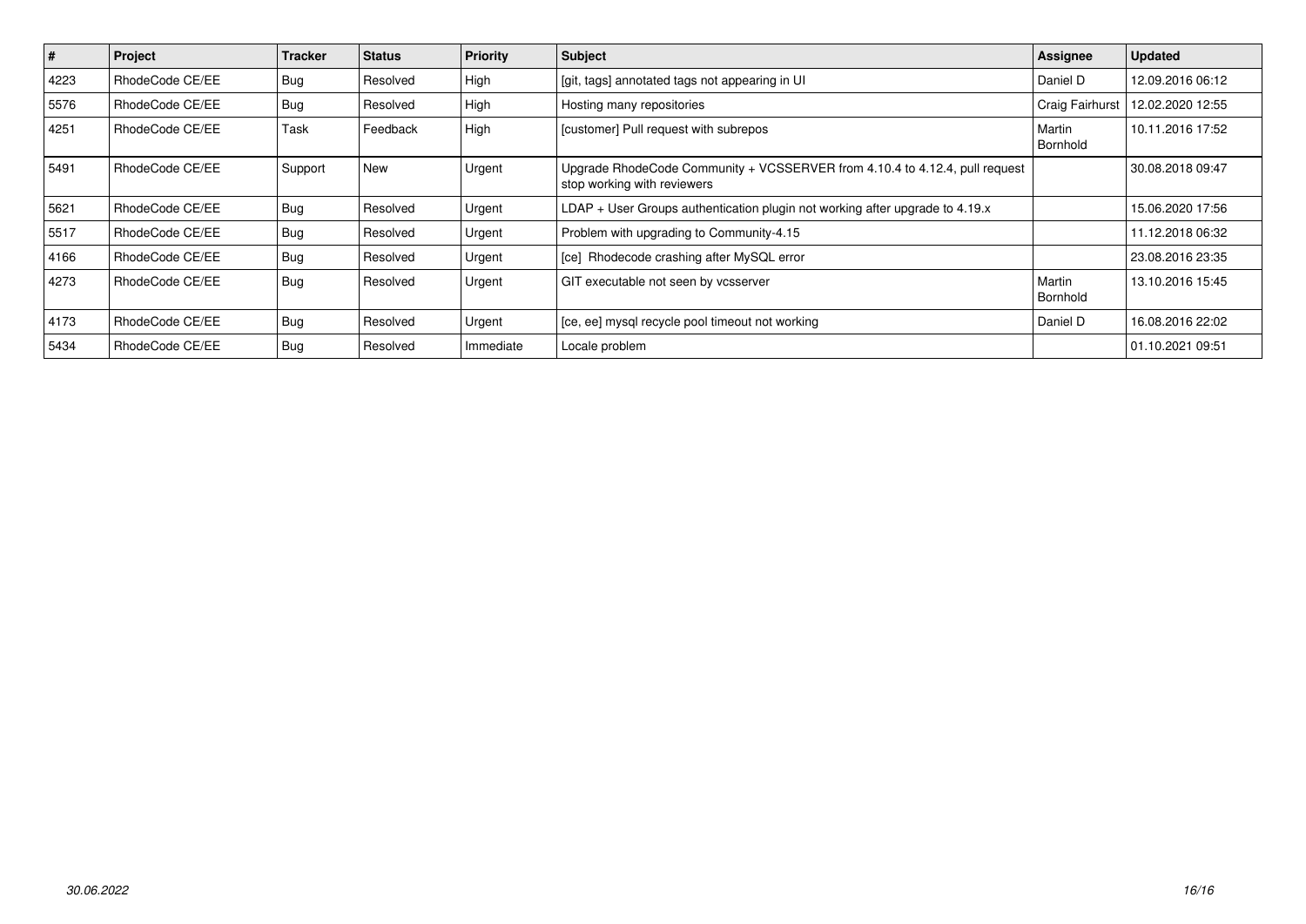| # | Project | Tracker | Status | Priority | Subject | Assignee | Updated |
|---|---|---|---|---|---|---|---|
| 4223 | RhodeCode CE/EE | Bug | Resolved | High | [git, tags] annotated tags not appearing in UI | Daniel D | 12.09.2016 06:12 |
| 5576 | RhodeCode CE/EE | Bug | Resolved | High | Hosting many repositories | Craig Fairhurst | 12.02.2020 12:55 |
| 4251 | RhodeCode CE/EE | Task | Feedback | High | [customer] Pull request with subrepos | Martin Bornhold | 10.11.2016 17:52 |
| 5491 | RhodeCode CE/EE | Support | New | Urgent | Upgrade RhodeCode Community + VCSSERVER from 4.10.4 to 4.12.4, pull request stop working with reviewers | | 30.08.2018 09:47 |
| 5621 | RhodeCode CE/EE | Bug | Resolved | Urgent | LDAP + User Groups authentication plugin not working after upgrade to 4.19.x | | 15.06.2020 17:56 |
| 5517 | RhodeCode CE/EE | Bug | Resolved | Urgent | Problem with upgrading to Community-4.15 | | 11.12.2018 06:32 |
| 4166 | RhodeCode CE/EE | Bug | Resolved | Urgent | [ce] Rhodecode crashing after MySQL error | | 23.08.2016 23:35 |
| 4273 | RhodeCode CE/EE | Bug | Resolved | Urgent | GIT executable not seen by vcsserver | Martin Bornhold | 13.10.2016 15:45 |
| 4173 | RhodeCode CE/EE | Bug | Resolved | Urgent | [ce, ee] mysql recycle pool timeout not working | Daniel D | 16.08.2016 22:02 |
| 5434 | RhodeCode CE/EE | Bug | Resolved | Immediate | Locale problem | | 01.10.2021 09:51 |